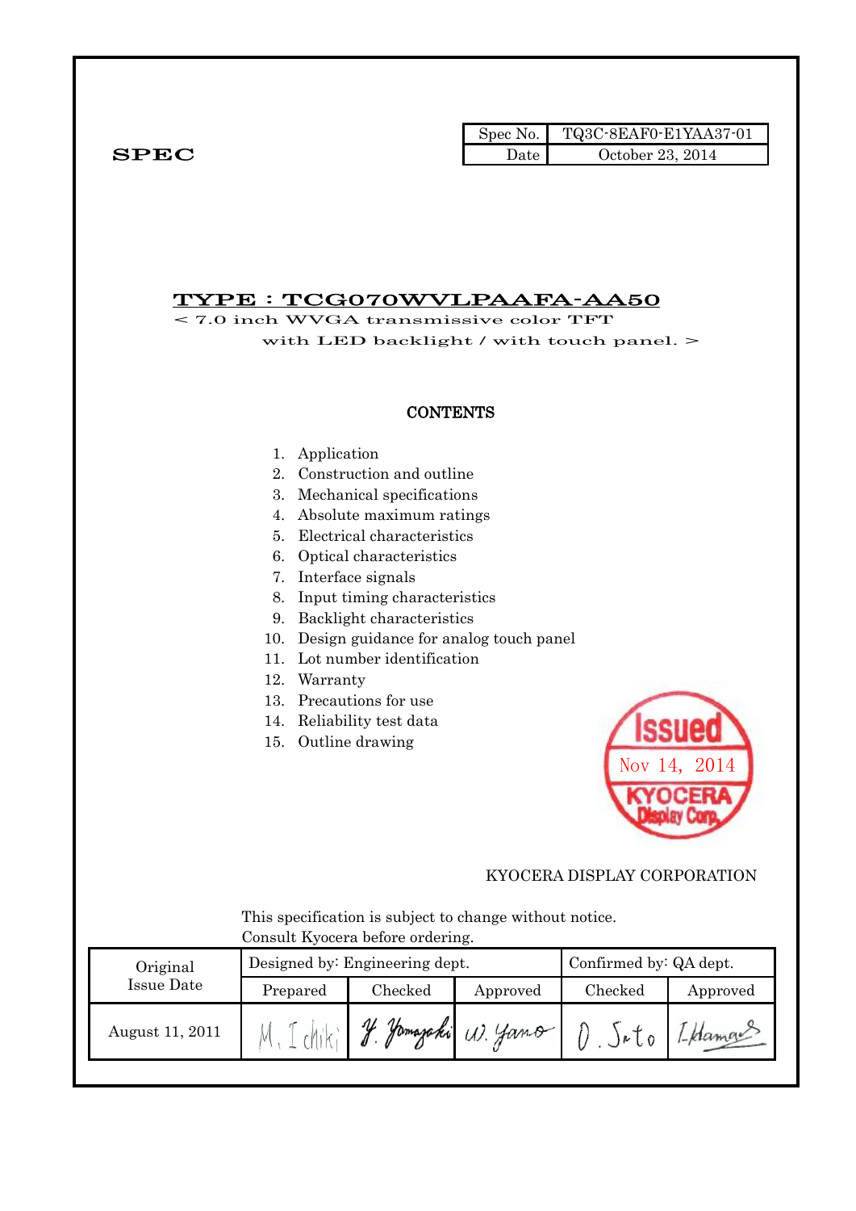# SPEC

| Spec No. | TQ3C-8EAF0-E1YAA37-01 |
|---|---|
| Date | October 23, 2014 |

## TYPE : TCG070WVLPAAFA-AA50

< 7.0 inch WVGA transmissive color TFT
with LED backlight / with touch panel. >

### CONTENTS

1. Application
2. Construction and outline
3. Mechanical specifications
4. Absolute maximum ratings
5. Electrical characteristics
6. Optical characteristics
7. Interface signals
8. Input timing characteristics
9. Backlight characteristics
10. Design guidance for analog touch panel
11. Lot number identification
12. Warranty
13. Precautions for use
14. Reliability test data
15. Outline drawing

Issued
Nov 14, 2014
KYOCERA Display Corp.

KYOCERA DISPLAY CORPORATION

This specification is subject to change without notice.
Consult Kyocera before ordering.

| Original Issue Date | Designed by: Engineering dept. | | | Confirmed by: QA dept. | |
|---|---|---|---|---|---|
| | Prepared | Checked | Approved | Checked | Approved |
| August 11, 2011 | M. Ichiki | Y. Yamazaki | W. Yano | O. Sato | I. Hamano |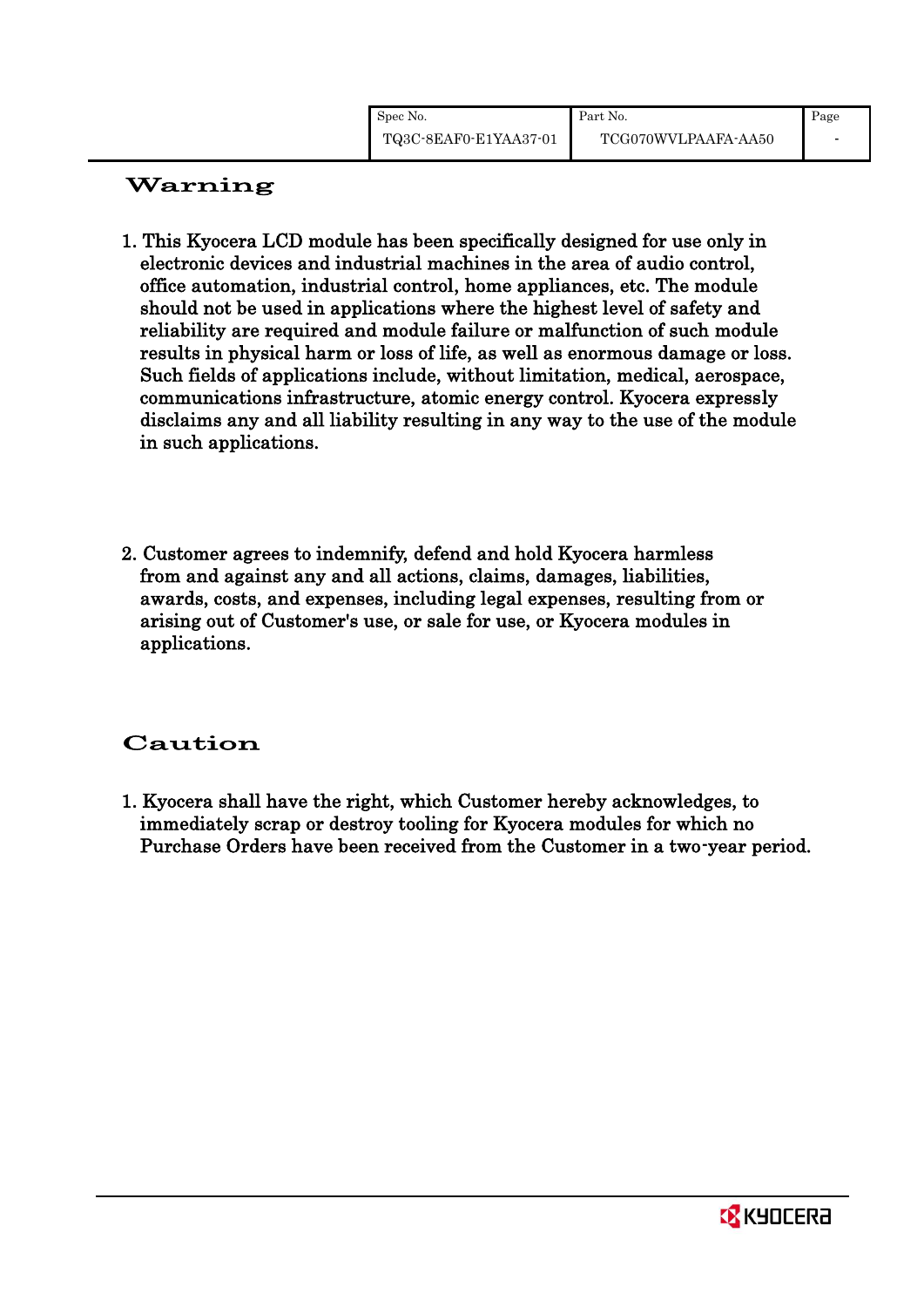## Warning

1. This Kyocera LCD module has been specifically designed for use only in electronic devices and industrial machines in the area of audio control, office automation, industrial control, home appliances, etc. The module should not be used in applications where the highest level of safety and reliability are required and module failure or malfunction of such module results in physical harm or loss of life, as well as enormous damage or loss. Such fields of applications include, without limitation, medical, aerospace, communications infrastructure, atomic energy control. Kyocera expressly disclaims any and all liability resulting in any way to the use of the module in such applications.

2. Customer agrees to indemnify, defend and hold Kyocera harmless from and against any and all actions, claims, damages, liabilities, awards, costs, and expenses, including legal expenses, resulting from or arising out of Customer's use, or sale for use, or Kyocera modules in applications.

## Caution

1. Kyocera shall have the right, which Customer hereby acknowledges, to immediately scrap or destroy tooling for Kyocera modules for which no Purchase Orders have been received from the Customer in a two-year period.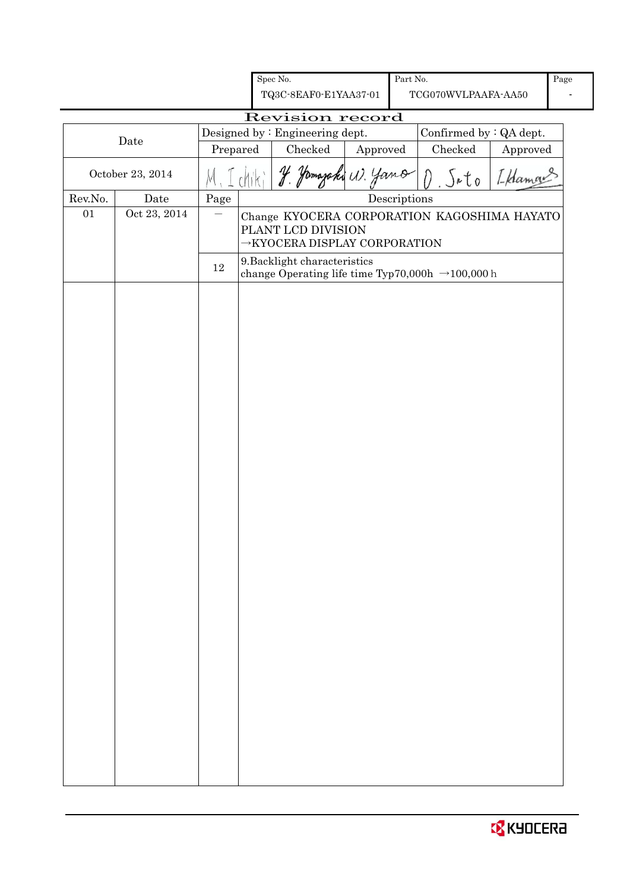| Spec No. | Part No. | Page |
|---|---|---|
| TQ3C-8EAF0-E1YAA37-01 | TCG070WVLPAAFA-AA50 | - |

# Revision record

| Date | Designed by : Engineering dept. | | | Confirmed by : QA dept. | |
|---|---|---|---|---|---|
| | Prepared | Checked | Approved | Checked | Approved |
| October 23, 2014 | M. Ichiki | Y. Yamazaki | W. Yano | O. Sato | I. Hamano |

| Rev.No. | Date | Page | Descriptions |
|---|---|---|---|
| 01 | Oct 23, 2014 | — | Change KYOCERA CORPORATION KAGOSHIMA HAYATO PLANT LCD DIVISION →KYOCERA DISPLAY CORPORATION |
| | | 12 | 9.Backlight characteristics change Operating life time Typ70,000h →100,000 h |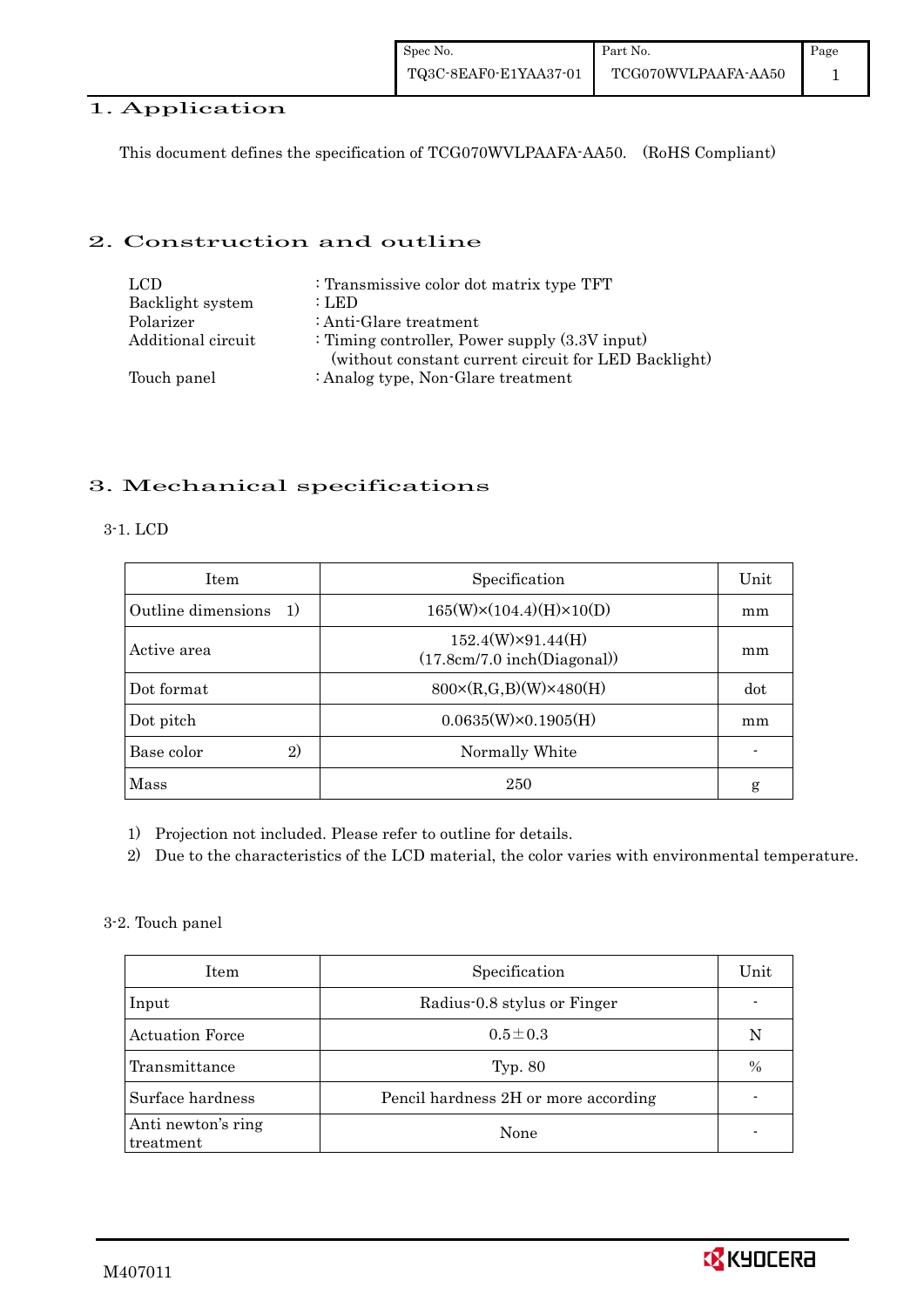## 1. Application

This document defines the specification of TCG070WVLPAAFA-AA50. (RoHS Compliant)

## 2. Construction and outline

| | |
|---|---|
| LCD | : Transmissive color dot matrix type TFT |
| Backlight system | : LED |
| Polarizer | : Anti-Glare treatment |
| Additional circuit | : Timing controller, Power supply (3.3V input)<br>(without constant current circuit for LED Backlight) |
| Touch panel | : Analog type, Non-Glare treatment |

## 3. Mechanical specifications

### 3-1. LCD

| Item | Specification | Unit |
|---|---|---|
| Outline dimensions 1) | 165(W)×(104.4)(H)×10(D) | mm |
| Active area | 152.4(W)×91.44(H)<br>(17.8cm/7.0 inch(Diagonal)) | mm |
| Dot format | 800×(R,G,B)(W)×480(H) | dot |
| Dot pitch | 0.0635(W)×0.1905(H) | mm |
| Base color 2) | Normally White | - |
| Mass | 250 | g |

1) Projection not included. Please refer to outline for details.

2) Due to the characteristics of the LCD material, the color varies with environmental temperature.

### 3-2. Touch panel

| Item | Specification | Unit |
|---|---|---|
| Input | Radius-0.8 stylus or Finger | - |
| Actuation Force | 0.5±0.3 | N |
| Transmittance | Typ. 80 | % |
| Surface hardness | Pencil hardness 2H or more according | - |
| Anti newton's ring treatment | None | - |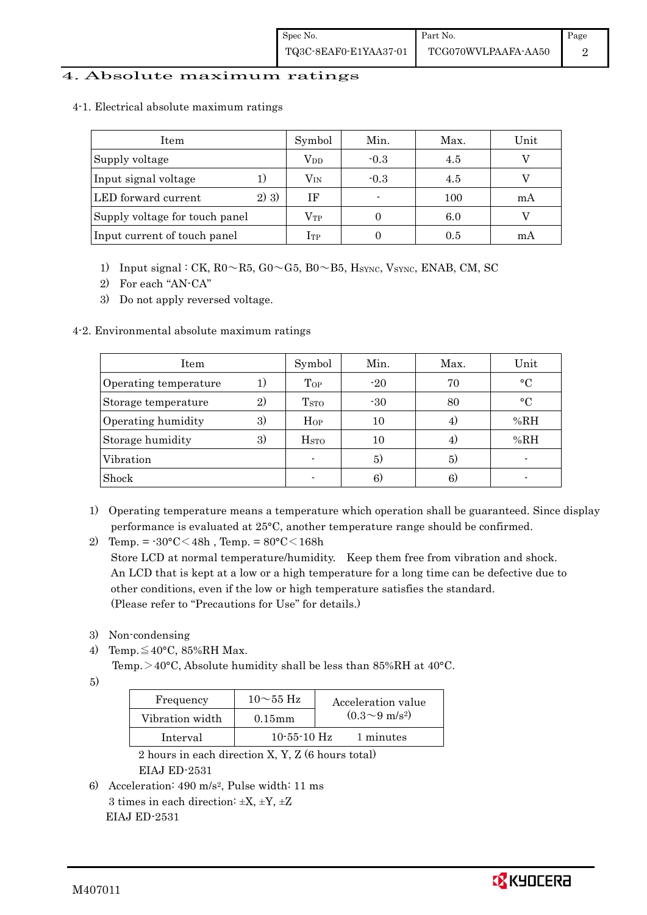# 4. Absolute maximum ratings

## 4-1. Electrical absolute maximum ratings

| Item | | Symbol | Min. | Max. | Unit |
|---|---|---|---|---|---|
| Supply voltage | | $V_{DD}$ | -0.3 | 4.5 | V |
| Input signal voltage | 1) | $V_{IN}$ | -0.3 | 4.5 | V |
| LED forward current | 2) 3) | IF | - | 100 | mA |
| Supply voltage for touch panel | | $V_{TP}$ | 0 | 6.0 | V |
| Input current of touch panel | | $I_{TP}$ | 0 | 0.5 | mA |

1) Input signal : CK, R0～R5, G0～G5, B0～B5, $H_{SYNC}$, $V_{SYNC}$, ENAB, CM, SC
2) For each "AN-CA"
3) Do not apply reversed voltage.

## 4-2. Environmental absolute maximum ratings

| Item | | Symbol | Min. | Max. | Unit |
|---|---|---|---|---|---|
| Operating temperature | 1) | $T_{OP}$ | -20 | 70 | °C |
| Storage temperature | 2) | $T_{STO}$ | -30 | 80 | °C |
| Operating humidity | 3) | $H_{OP}$ | 10 | 4) | %RH |
| Storage humidity | 3) | $H_{STO}$ | 10 | 4) | %RH |
| Vibration | | - | 5) | 5) | - |
| Shock | | - | 6) | 6) | - |

1) Operating temperature means a temperature which operation shall be guaranteed. Since display performance is evaluated at 25°C, another temperature range should be confirmed.
2) Temp. = -30°C < 48h , Temp. = 80°C < 168h
   Store LCD at normal temperature/humidity. Keep them free from vibration and shock.
   An LCD that is kept at a low or a high temperature for a long time can be defective due to other conditions, even if the low or high temperature satisfies the standard.
   (Please refer to "Precautions for Use" for details.)
3) Non-condensing
4) Temp. ≦ 40°C, 85%RH Max.
   Temp. > 40°C, Absolute humidity shall be less than 85%RH at 40°C.
5)

| Frequency | 10～55 Hz | Acceleration value ($0.3～9\ m/s^2$) |
|---|---|---|
| Vibration width | 0.15mm | |
| Interval | 10-55-10 Hz | 1 minutes |

   2 hours in each direction X, Y, Z (6 hours total)
   EIAJ ED-2531

6) Acceleration: 490 $m/s^2$, Pulse width: 11 ms
   3 times in each direction: ±X, ±Y, ±Z
   EIAJ ED-2531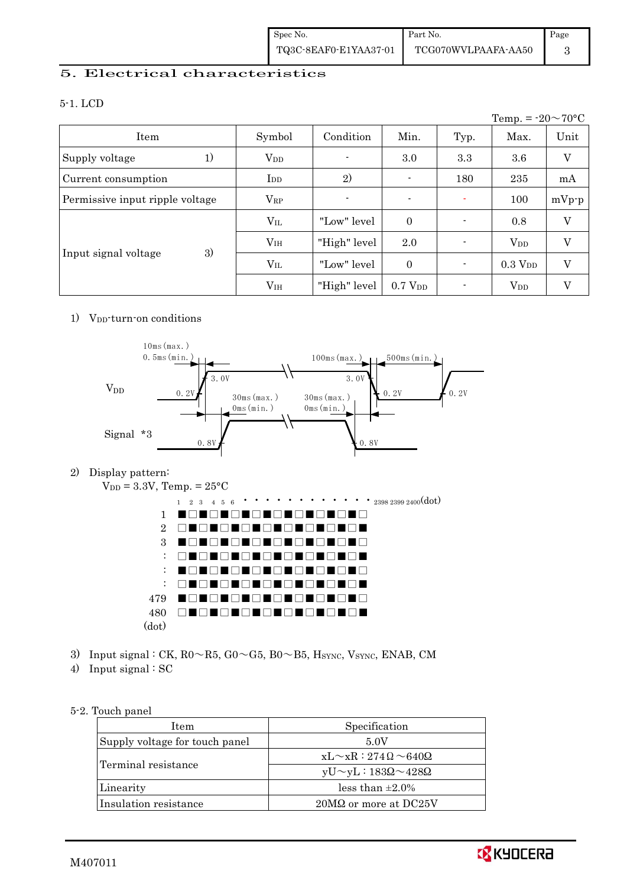## 5. Electrical characteristics

### 5-1. LCD

Temp. = -20～70°C

| Item | | Symbol | Condition | Min. | Typ. | Max. | Unit |
|---|---|---|---|---|---|---|---|
| Supply voltage | 1) | $V_{DD}$ | - | 3.0 | 3.3 | 3.6 | V |
| Current consumption | | $I_{DD}$ | 2) | - | 180 | 235 | mA |
| Permissive input ripple voltage | | $V_{RP}$ | - | - | - | 100 | mVp-p |
| Input signal voltage | 3) | $V_{IL}$ | "Low" level | 0 | - | 0.8 | V |
| | | $V_{IH}$ | "High" level | 2.0 | - | $V_{DD}$ | V |
| | 4) | $V_{IL}$ | "Low" level | 0 | - | 0.3 $V_{DD}$ | V |
| | | $V_{IH}$ | "High" level | 0.7 $V_{DD}$ | - | $V_{DD}$ | V |

1) $V_{DD}$-turn-on conditions

$V_{DD}$: 0.2V → 3.0V rise: 10ms (max.), 0.5ms (min.); 3.0V → 0.2V fall: 100ms (max.); off time before next turn-on: 500ms (min.)

Signal *3: 0.8V; delay after $V_{DD}$: 30ms (max.), 0ms (min.); signal off before $V_{DD}$ fall: 30ms (max.), 0ms (min.)

2) Display pattern:

$V_{DD}$ = 3.3V, Temp. = 25°C

1 2 3 4 5 6 · · · · · · · · · · · · 2398 2399 2400 (dot)

| Line | Pattern |
|---|---|
| 1 | ■□■□■□■□■□■□■□■□■□ |
| 2 | □■□■□■□■□■□■□■□■□■ |
| 3 | ■□■□■□■□■□■□■□■□■□ |
| : | □■□■□■□■□■□■□■□■□■ |
| : | ■□■□■□■□■□■□■□■□■□ |
| : | □■□■□■□■□■□■□■□■□■ |
| 479 | ■□■□■□■□■□■□■□■□■□ |
| 480 | □■□■□■□■□■□■□■□■□■ |

(dot)

3) Input signal : CK, R0～R5, G0～G5, B0～B5, $H_{SYNC}$, $V_{SYNC}$, ENAB, CM

4) Input signal : SC

### 5-2. Touch panel

| Item | Specification |
|---|---|
| Supply voltage for touch panel | 5.0V |
| Terminal resistance | xL～xR : 274Ω～640Ω |
| | yU～yL : 183Ω～428Ω |
| Linearity | less than ±2.0% |
| Insulation resistance | 20MΩ or more at DC25V |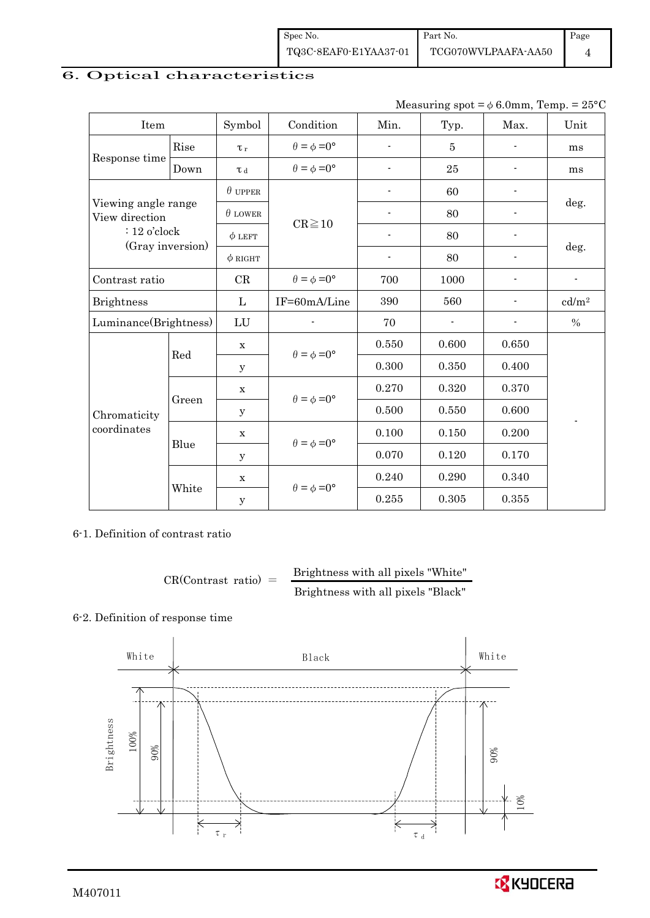# 6. Optical characteristics

Measuring spot = $\phi$ 6.0mm, Temp. = 25°C

| Item | | Symbol | Condition | Min. | Typ. | Max. | Unit |
|---|---|---|---|---|---|---|---|
| Response time | Rise | $\tau_r$ | $\theta = \phi = 0°$ | - | 5 | - | ms |
| | Down | $\tau_d$ | $\theta = \phi = 0°$ | - | 25 | - | ms |
| Viewing angle range View direction : 12 o'clock (Gray inversion) | | $\theta$ UPPER | CR≧10 | - | 60 | - | deg. |
| | | $\theta$ LOWER | | - | 80 | - | |
| | | $\phi$ LEFT | | - | 80 | - | deg. |
| | | $\phi$ RIGHT | | - | 80 | - | |
| Contrast ratio | | CR | $\theta = \phi = 0°$ | 700 | 1000 | - | - |
| Brightness | | L | IF=60mA/Line | 390 | 560 | - | cd/m² |
| Luminance(Brightness) | | LU | - | 70 | - | - | % |
| Chromaticity coordinates | Red | x | $\theta = \phi = 0°$ | 0.550 | 0.600 | 0.650 | - |
| | | y | | 0.300 | 0.350 | 0.400 | |
| | Green | x | $\theta = \phi = 0°$ | 0.270 | 0.320 | 0.370 | |
| | | y | | 0.500 | 0.550 | 0.600 | |
| | Blue | x | $\theta = \phi = 0°$ | 0.100 | 0.150 | 0.200 | |
| | | y | | 0.070 | 0.120 | 0.170 | |
| | White | x | $\theta = \phi = 0°$ | 0.240 | 0.290 | 0.340 | |
| | | y | | 0.255 | 0.305 | 0.355 | |

6-1. Definition of contrast ratio

$$\text{CR(Contrast ratio)} = \frac{\text{Brightness with all pixels "White"}}{\text{Brightness with all pixels "Black"}}$$

6-2. Definition of response time

White Black White

Brightness 100% 90% 90% 10%

$\tau_r$ $\tau_d$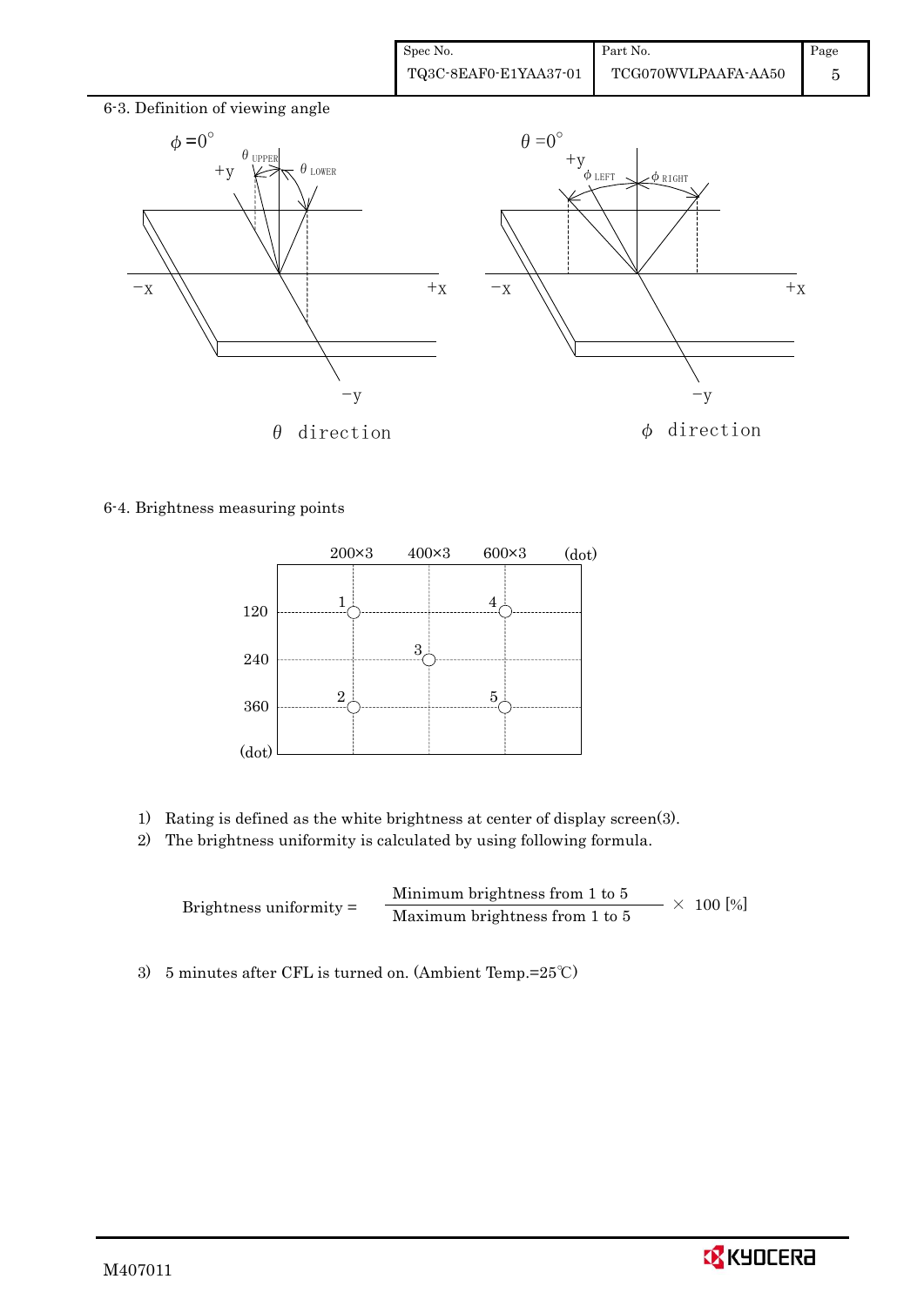6-3. Definition of viewing angle

$\phi = 0°$

$\theta_{UPPER}$ $\theta_{LOWER}$

$\theta$ direction

$\theta = 0°$

$\phi_{LEFT}$ $\phi_{RIGHT}$

$\phi$ direction

6-4. Brightness measuring points

| (dot) | 200×3 | 400×3 | 600×3 |
|---|---|---|---|
| 120 | 1 | | 4 |
| 240 | | 3 | |
| 360 | 2 | | 5 |

1) Rating is defined as the white brightness at center of display screen(3).
2) The brightness uniformity is calculated by using following formula.

$$\text{Brightness uniformity} = \frac{\text{Minimum brightness from 1 to 5}}{\text{Maximum brightness from 1 to 5}} \times 100\ [\%]$$

3) 5 minutes after CFL is turned on. (Ambient Temp.=25℃)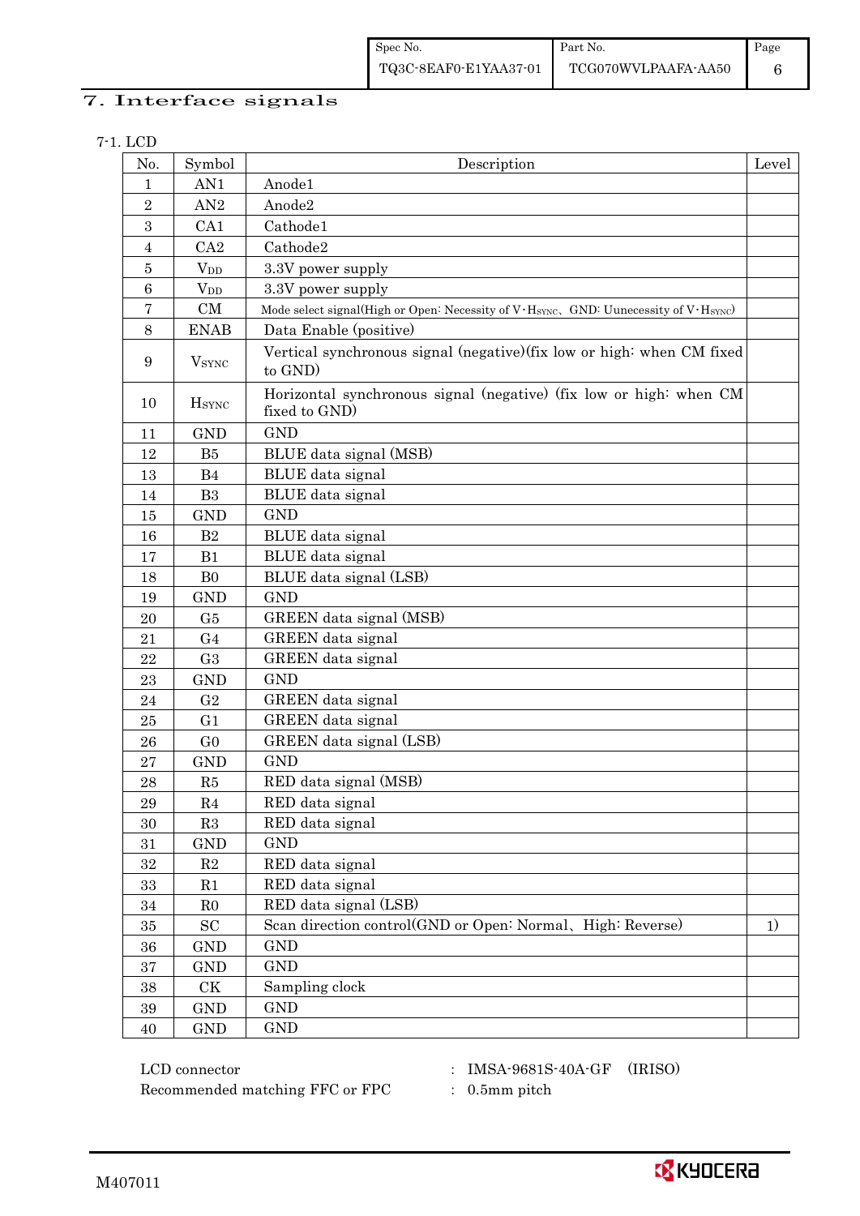## 7. Interface signals

### 7-1. LCD

| No. | Symbol | Description | Level |
|---|---|---|---|
| 1 | AN1 | Anode1 | |
| 2 | AN2 | Anode2 | |
| 3 | CA1 | Cathode1 | |
| 4 | CA2 | Cathode2 | |
| 5 | $V_{DD}$ | 3.3V power supply | |
| 6 | $V_{DD}$ | 3.3V power supply | |
| 7 | CM | Mode select signal(High or Open: Necessity of V･$H_{SYNC}$、GND: Uunecessity of V･$H_{SYNC}$) | |
| 8 | ENAB | Data Enable (positive) | |
| 9 | $V_{SYNC}$ | Vertical synchronous signal (negative)(fix low or high: when CM fixed to GND) | |
| 10 | $H_{SYNC}$ | Horizontal synchronous signal (negative) (fix low or high: when CM fixed to GND) | |
| 11 | GND | GND | |
| 12 | B5 | BLUE data signal (MSB) | |
| 13 | B4 | BLUE data signal | |
| 14 | B3 | BLUE data signal | |
| 15 | GND | GND | |
| 16 | B2 | BLUE data signal | |
| 17 | B1 | BLUE data signal | |
| 18 | B0 | BLUE data signal (LSB) | |
| 19 | GND | GND | |
| 20 | G5 | GREEN data signal (MSB) | |
| 21 | G4 | GREEN data signal | |
| 22 | G3 | GREEN data signal | |
| 23 | GND | GND | |
| 24 | G2 | GREEN data signal | |
| 25 | G1 | GREEN data signal | |
| 26 | G0 | GREEN data signal (LSB) | |
| 27 | GND | GND | |
| 28 | R5 | RED data signal (MSB) | |
| 29 | R4 | RED data signal | |
| 30 | R3 | RED data signal | |
| 31 | GND | GND | |
| 32 | R2 | RED data signal | |
| 33 | R1 | RED data signal | |
| 34 | R0 | RED data signal (LSB) | |
| 35 | SC | Scan direction control(GND or Open: Normal、High: Reverse) | 1) |
| 36 | GND | GND | |
| 37 | GND | GND | |
| 38 | CK | Sampling clock | |
| 39 | GND | GND | |
| 40 | GND | GND | |

LCD connector : IMSA-9681S-40A-GF (IRISO)

Recommended matching FFC or FPC : 0.5mm pitch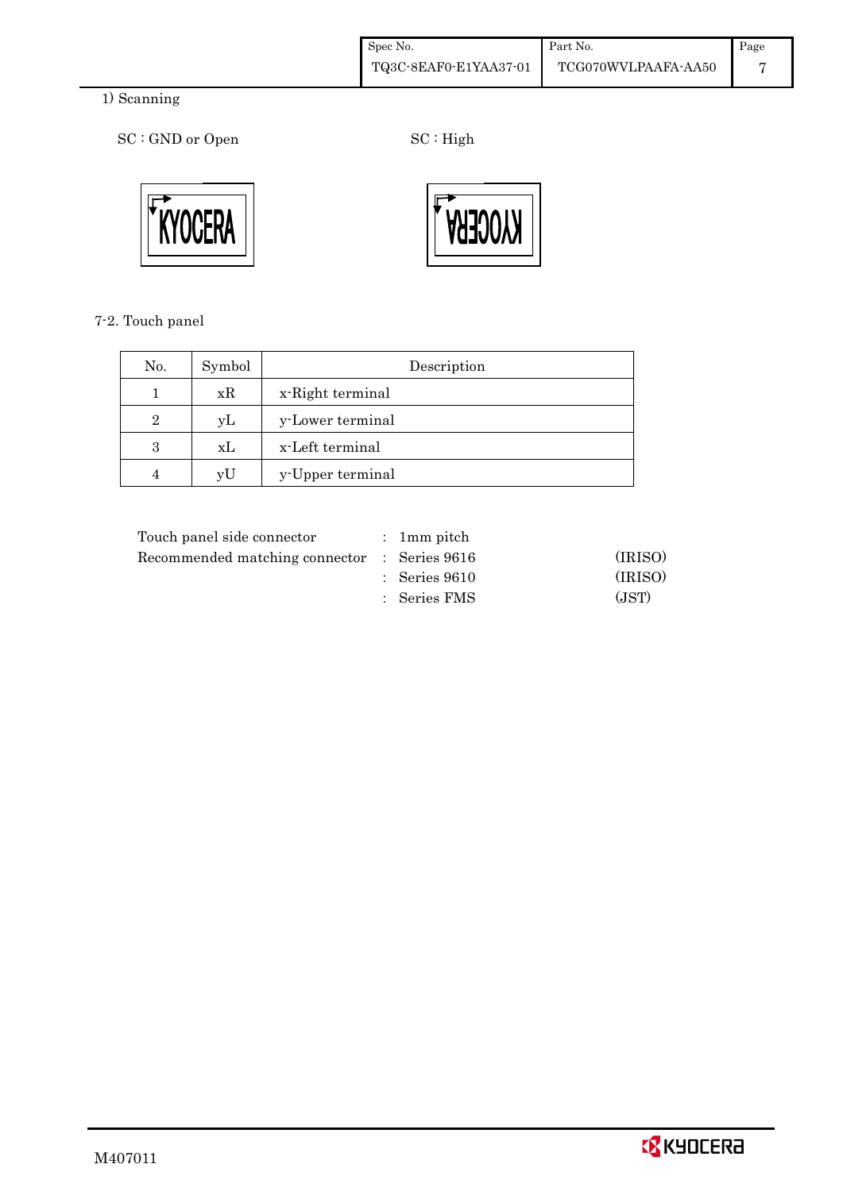1) Scanning

SC : GND or Open

SC : High

7-2. Touch panel

| No. | Symbol | Description |
|---|---|---|
| 1 | xR | x-Right terminal |
| 2 | yL | y-Lower terminal |
| 3 | xL | x-Left terminal |
| 4 | yU | y-Upper terminal |

| | | | |
|---|---|---|---|
| Touch panel side connector | : | 1mm pitch | |
| Recommended matching connector | : | Series 9616 | (IRISO) |
| | : | Series 9610 | (IRISO) |
| | : | Series FMS | (JST) |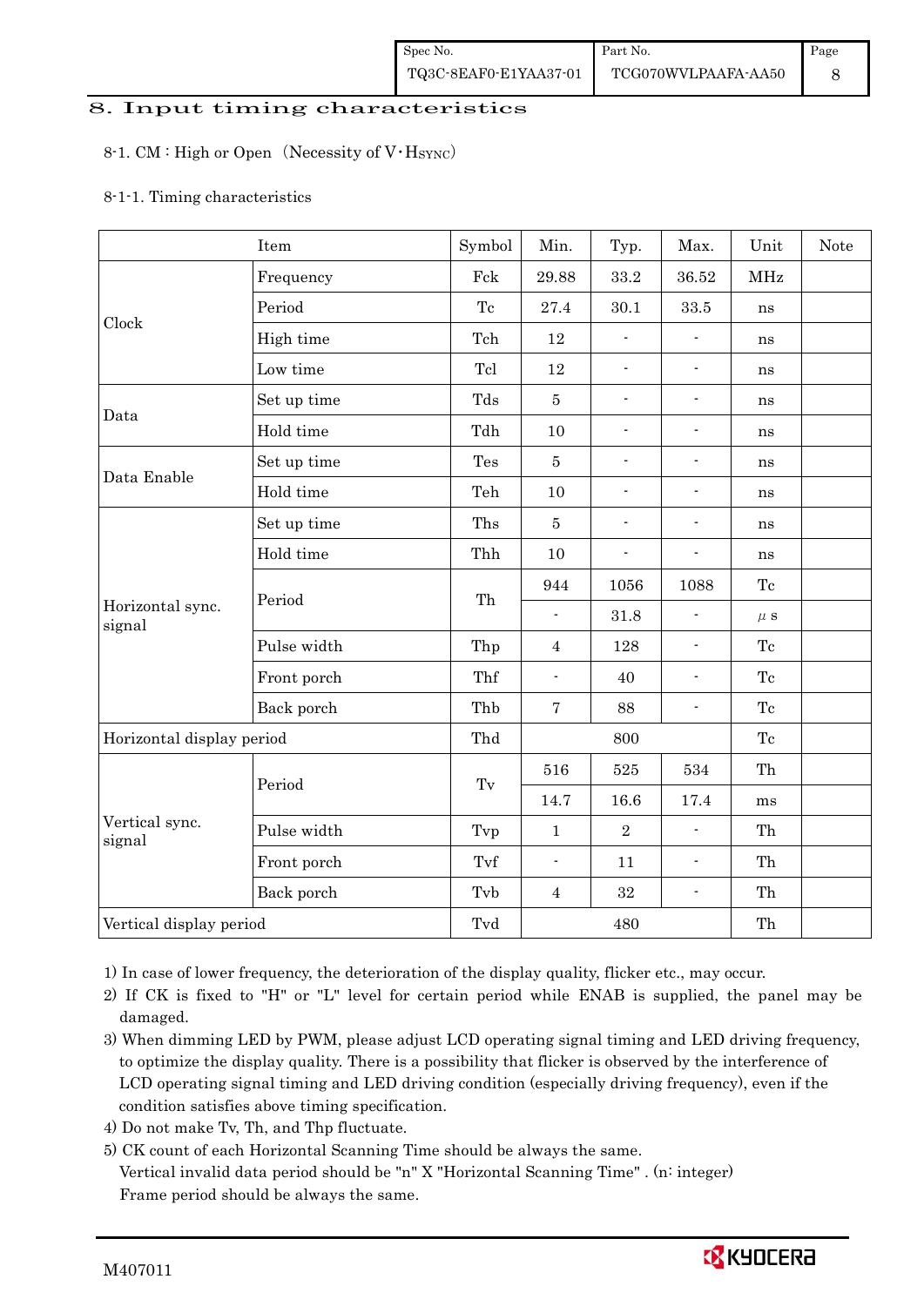# 8. Input timing characteristics

8-1. CM : High or Open （Necessity of V･$H_{SYNC}$）

8-1-1. Timing characteristics

| Item | | Symbol | Min. | Typ. | Max. | Unit | Note |
|---|---|---|---|---|---|---|---|
| Clock | Frequency | Fck | 29.88 | 33.2 | 36.52 | MHz | |
| | Period | Tc | 27.4 | 30.1 | 33.5 | ns | |
| | High time | Tch | 12 | - | - | ns | |
| | Low time | Tcl | 12 | - | - | ns | |
| Data | Set up time | Tds | 5 | - | - | ns | |
| | Hold time | Tdh | 10 | - | - | ns | |
| Data Enable | Set up time | Tes | 5 | - | - | ns | |
| | Hold time | Teh | 10 | - | - | ns | |
| Horizontal sync. signal | Set up time | Ths | 5 | - | - | ns | |
| | Hold time | Thh | 10 | - | - | ns | |
| | Period | Th | 944 | 1056 | 1088 | Tc | |
| | | | - | 31.8 | - | μs | |
| | Pulse width | Thp | 4 | 128 | - | Tc | |
| | Front porch | Thf | - | 40 | - | Tc | |
| | Back porch | Thb | 7 | 88 | - | Tc | |
| Horizontal display period | | Thd | | 800 | | Tc | |
| Vertical sync. signal | Period | Tv | 516 | 525 | 534 | Th | |
| | | | 14.7 | 16.6 | 17.4 | ms | |
| | Pulse width | Tvp | 1 | 2 | - | Th | |
| | Front porch | Tvf | - | 11 | - | Th | |
| | Back porch | Tvb | 4 | 32 | - | Th | |
| Vertical display period | | Tvd | | 480 | | Th | |

1) In case of lower frequency, the deterioration of the display quality, flicker etc., may occur.
2) If CK is fixed to "H" or "L" level for certain period while ENAB is supplied, the panel may be damaged.
3) When dimming LED by PWM, please adjust LCD operating signal timing and LED driving frequency, to optimize the display quality. There is a possibility that flicker is observed by the interference of LCD operating signal timing and LED driving condition (especially driving frequency), even if the condition satisfies above timing specification.
4) Do not make Tv, Th, and Thp fluctuate.
5) CK count of each Horizontal Scanning Time should be always the same.
Vertical invalid data period should be "n" X "Horizontal Scanning Time" . (n: integer)
Frame period should be always the same.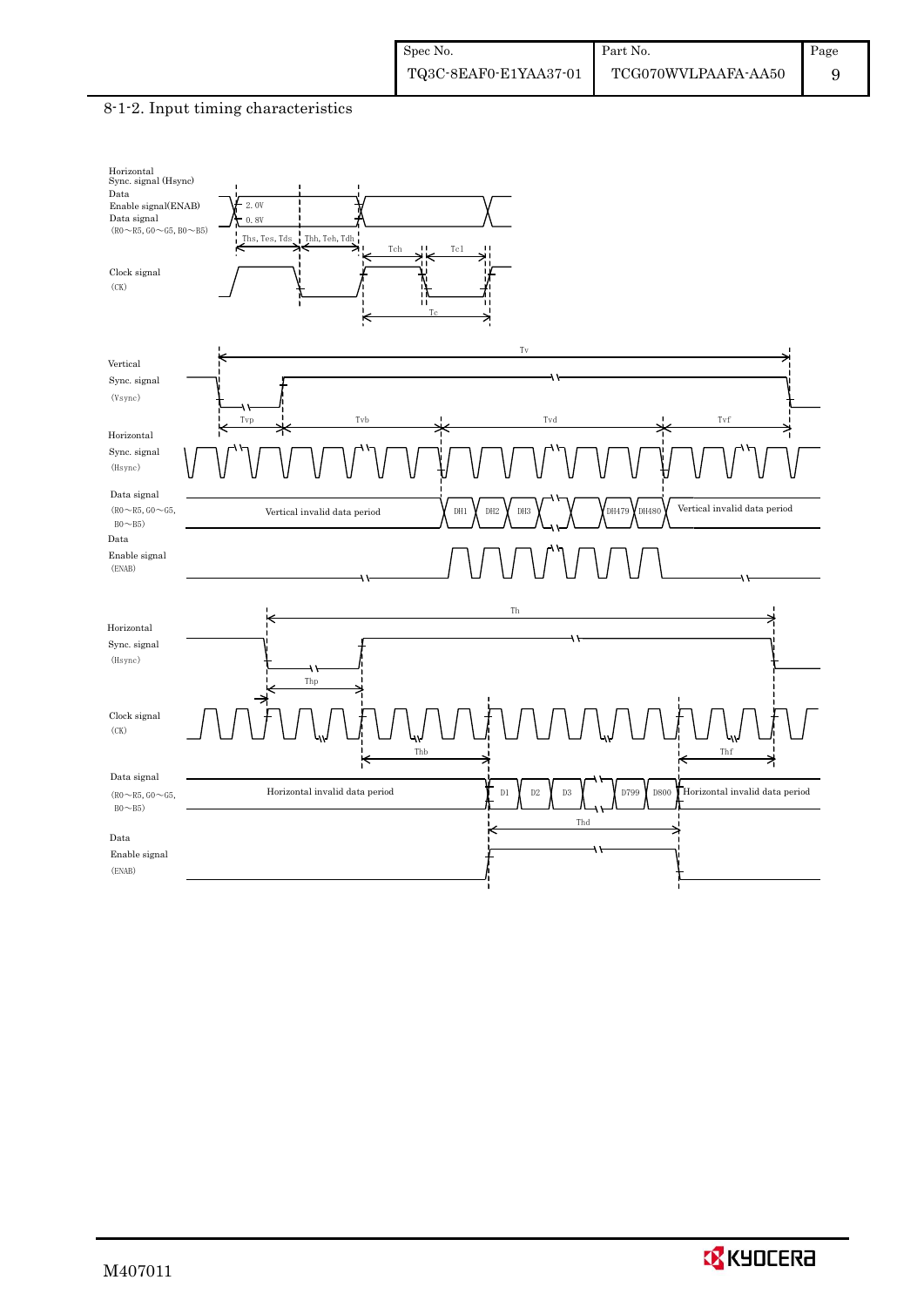### 8-1-2. Input timing characteristics

Horizontal Sync. signal (Hsync)
Data Enable signal(ENAB)
Data signal
(R0～R5, G0～G5, B0～B5)

2.0V
0.8V

Ths, Tes, Tds　Thh, Teh, Tdh

Tch　Tcl

Clock signal
(CK)

Tc

Tv

Vertical Sync. signal (Vsync)

Tvp　Tvb　Tvd　Tvf

Horizontal Sync. signal (Hsync)

Data signal
(R0～R5, G0～G5, B0～B5)

Vertical invalid data period　DH1　DH2　DH3　DH479　DH480　Vertical invalid data period

Data Enable signal
(ENAB)

Th

Horizontal Sync. signal (Hsync)

Thp

Clock signal
(CK)

Thb　Thf

Data signal
(R0～R5, G0～G5, B0～B5)

Horizontal invalid data period　D1　D2　D3　D799　D800　Horizontal invalid data period

Thd

Data Enable signal
(ENAB)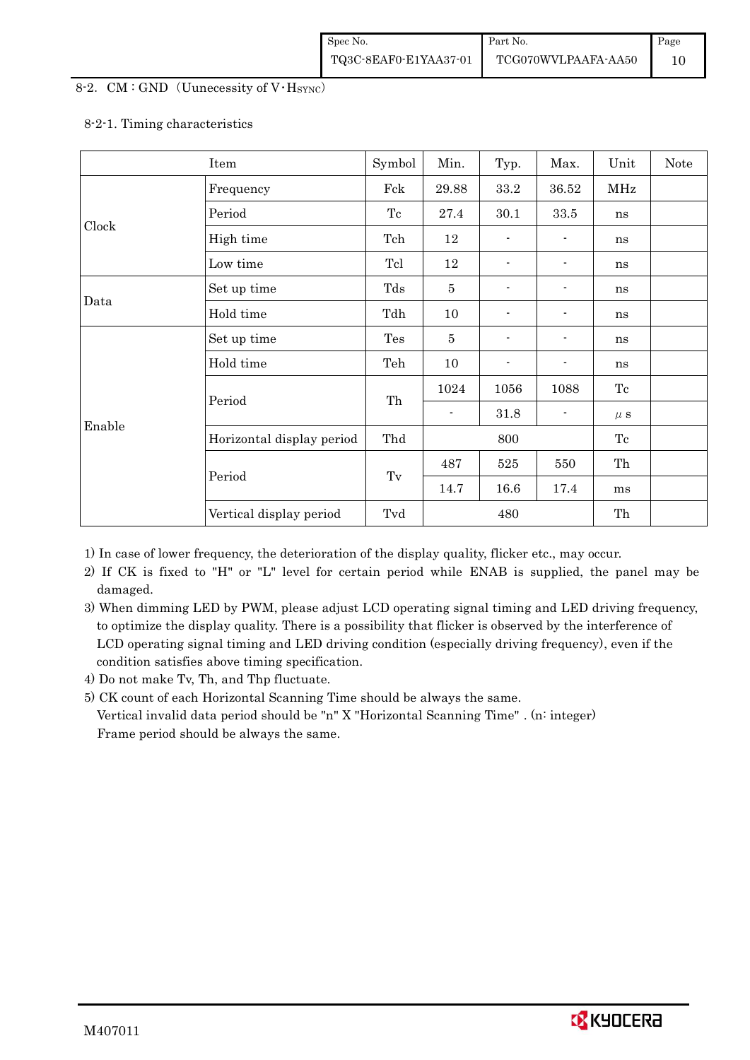8-2. CM : GND (Uunecessity of V・$H_{SYNC}$)

8-2-1. Timing characteristics

| Item | | Symbol | Min. | Typ. | Max. | Unit | Note |
|---|---|---|---|---|---|---|---|
| Clock | Frequency | Fck | 29.88 | 33.2 | 36.52 | MHz | |
| | Period | Tc | 27.4 | 30.1 | 33.5 | ns | |
| | High time | Tch | 12 | - | - | ns | |
| | Low time | Tcl | 12 | - | - | ns | |
| Data | Set up time | Tds | 5 | - | - | ns | |
| | Hold time | Tdh | 10 | - | - | ns | |
| Enable | Set up time | Tes | 5 | - | - | ns | |
| | Hold time | Teh | 10 | - | - | ns | |
| | Period | Th | 1024 | 1056 | 1088 | Tc | |
| | | | - | 31.8 | - | μs | |
| | Horizontal display period | Thd | | 800 | | Tc | |
| | Period | Tv | 487 | 525 | 550 | Th | |
| | | | 14.7 | 16.6 | 17.4 | ms | |
| | Vertical display period | Tvd | | 480 | | Th | |

1) In case of lower frequency, the deterioration of the display quality, flicker etc., may occur.
2) If CK is fixed to "H" or "L" level for certain period while ENAB is supplied, the panel may be damaged.
3) When dimming LED by PWM, please adjust LCD operating signal timing and LED driving frequency, to optimize the display quality. There is a possibility that flicker is observed by the interference of LCD operating signal timing and LED driving condition (especially driving frequency), even if the condition satisfies above timing specification.
4) Do not make Tv, Th, and Thp fluctuate.
5) CK count of each Horizontal Scanning Time should be always the same.
   Vertical invalid data period should be "n" X "Horizontal Scanning Time" . (n: integer)
   Frame period should be always the same.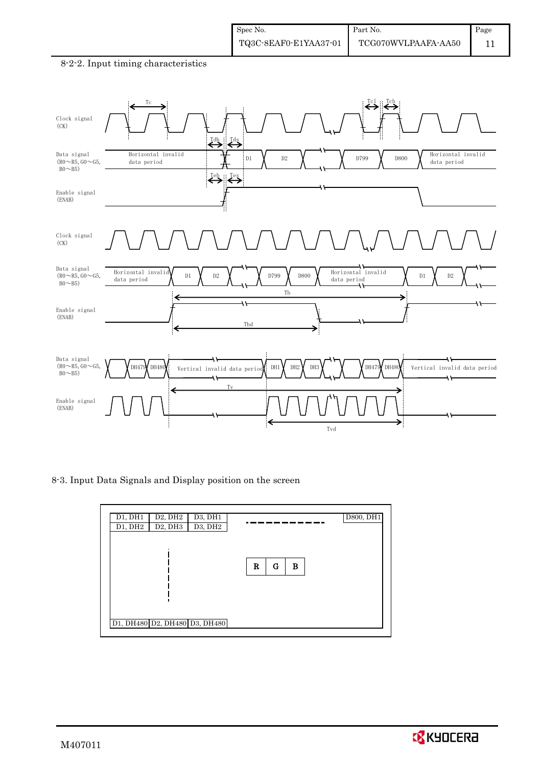8-2-2. Input timing characteristics

Clock signal (CK)

Data signal (R0～R5, G0～G5, B0～B5)

Enable signal (ENAB)

Tc, Tcl, Tch, Tdh, Tds, Teh, Tes

Horizontal invalid data period | D1 | D2 | D799 | D800 | Horizontal invalid data period

Th, Thd

Vertical invalid data period | DH1 | DH2 | DH3 | DH479 | DH480 | Vertical invalid data period

Tv, Tvd

8-3. Input Data Signals and Display position on the screen

| D1, DH1 | D2, DH2 | D3, DH1 | | D800, DH1 |
|---|---|---|---|---|
| D1, DH2 | D2, DH3 | D3, DH2 | | |
| | | | R G B | |
| D1, DH480 | D2, DH480 | D3, DH480 | | |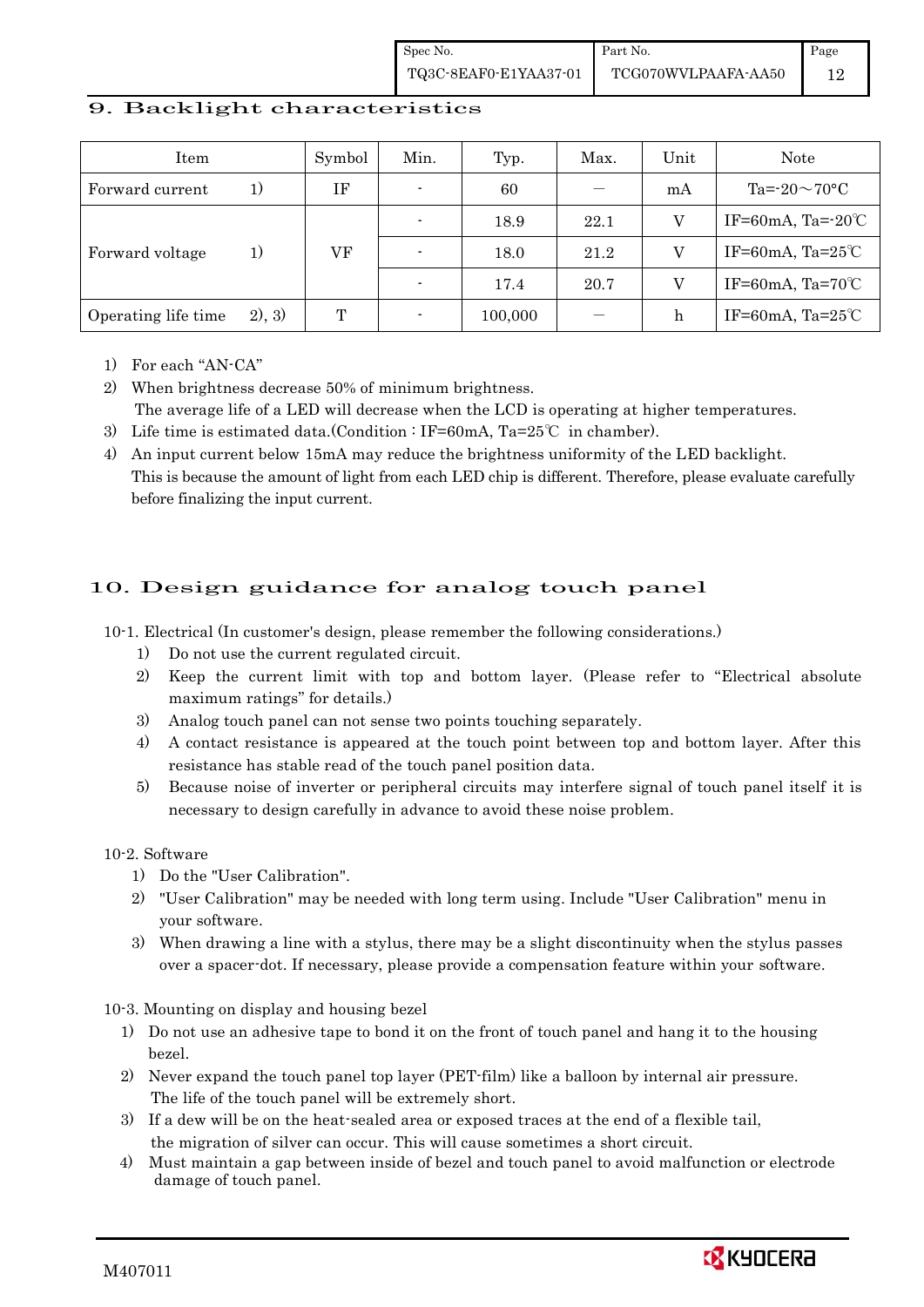## 9. Backlight characteristics

| Item | | Symbol | Min. | Typ. | Max. | Unit | Note |
|---|---|---|---|---|---|---|---|
| Forward current | 1) | IF | - | 60 | — | mA | Ta=-20～70°C |
| Forward voltage | 1) | VF | - | 18.9 | 22.1 | V | IF=60mA, Ta=-20℃ |
| | | | - | 18.0 | 21.2 | V | IF=60mA, Ta=25℃ |
| | | | - | 17.4 | 20.7 | V | IF=60mA, Ta=70℃ |
| Operating life time | 2), 3) | T | - | 100,000 | — | h | IF=60mA, Ta=25℃ |

1) For each "AN-CA"
2) When brightness decrease 50% of minimum brightness.
   The average life of a LED will decrease when the LCD is operating at higher temperatures.
3) Life time is estimated data.(Condition : IF=60mA, Ta=25℃ in chamber).
4) An input current below 15mA may reduce the brightness uniformity of the LED backlight.
   This is because the amount of light from each LED chip is different. Therefore, please evaluate carefully before finalizing the input current.

## 10. Design guidance for analog touch panel

10-1. Electrical (In customer's design, please remember the following considerations.)

1) Do not use the current regulated circuit.
2) Keep the current limit with top and bottom layer. (Please refer to "Electrical absolute maximum ratings" for details.)
3) Analog touch panel can not sense two points touching separately.
4) A contact resistance is appeared at the touch point between top and bottom layer. After this resistance has stable read of the touch panel position data.
5) Because noise of inverter or peripheral circuits may interfere signal of touch panel itself it is necessary to design carefully in advance to avoid these noise problem.

10-2. Software

1) Do the "User Calibration".
2) "User Calibration" may be needed with long term using. Include "User Calibration" menu in your software.
3) When drawing a line with a stylus, there may be a slight discontinuity when the stylus passes over a spacer-dot. If necessary, please provide a compensation feature within your software.

10-3. Mounting on display and housing bezel

1) Do not use an adhesive tape to bond it on the front of touch panel and hang it to the housing bezel.
2) Never expand the touch panel top layer (PET-film) like a balloon by internal air pressure.
   The life of the touch panel will be extremely short.
3) If a dew will be on the heat-sealed area or exposed traces at the end of a flexible tail, the migration of silver can occur. This will cause sometimes a short circuit.
4) Must maintain a gap between inside of bezel and touch panel to avoid malfunction or electrode damage of touch panel.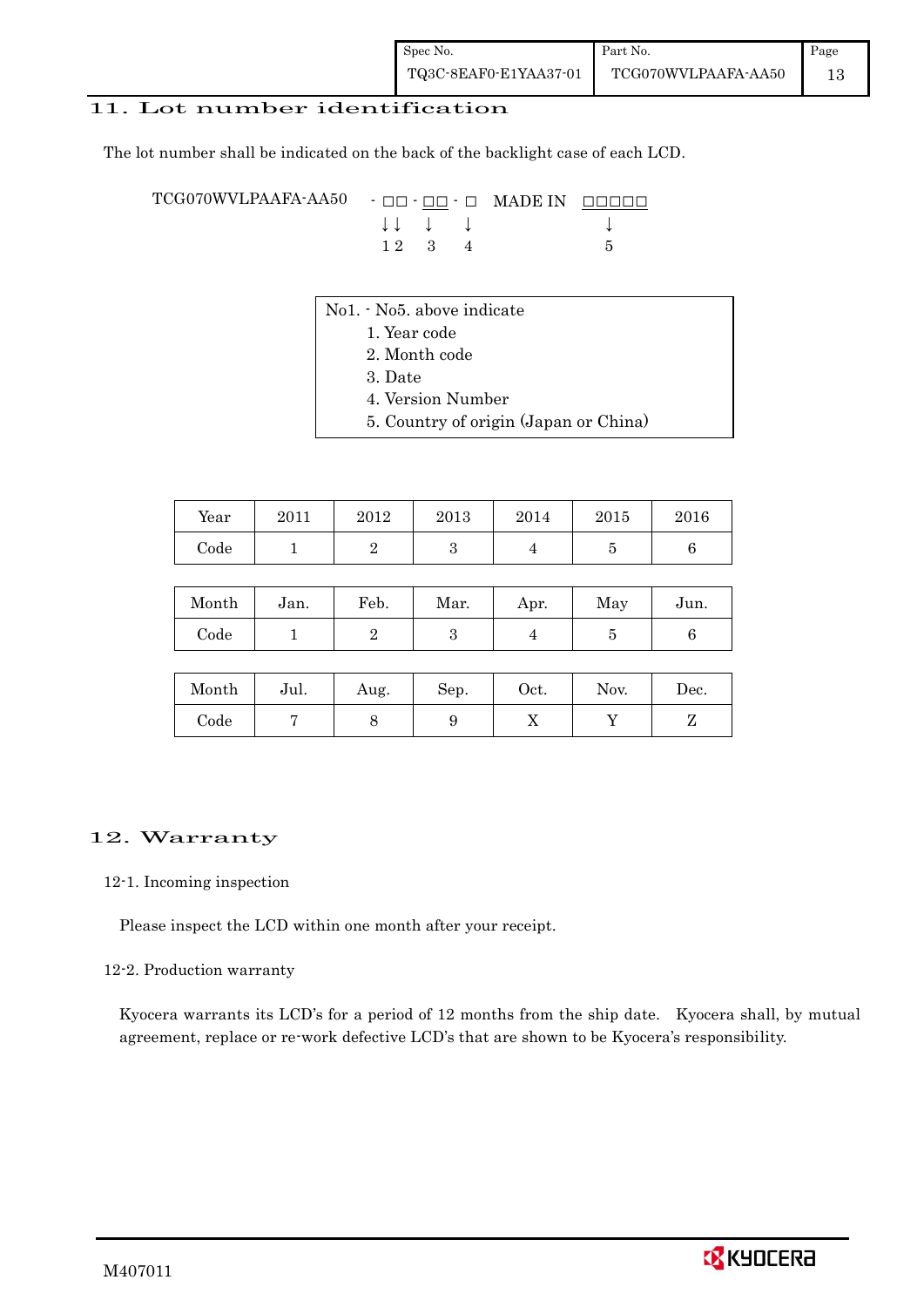## 11. Lot number identification

The lot number shall be indicated on the back of the backlight case of each LCD.

```
TCG070WVLPAAFA-AA50   - □□ - □□ - □   MADE IN  □□□□□
                        ↓↓    ↓    ↓              ↓
                        1 2   3    4              5
```

No1. - No5. above indicate

1. Year code
2. Month code
3. Date
4. Version Number
5. Country of origin (Japan or China)

| Year | 2011 | 2012 | 2013 | 2014 | 2015 | 2016 |
|---|---|---|---|---|---|---|
| Code | 1 | 2 | 3 | 4 | 5 | 6 |

| Month | Jan. | Feb. | Mar. | Apr. | May | Jun. |
|---|---|---|---|---|---|---|
| Code | 1 | 2 | 3 | 4 | 5 | 6 |

| Month | Jul. | Aug. | Sep. | Oct. | Nov. | Dec. |
|---|---|---|---|---|---|---|
| Code | 7 | 8 | 9 | X | Y | Z |

## 12. Warranty

### 12-1. Incoming inspection

Please inspect the LCD within one month after your receipt.

### 12-2. Production warranty

Kyocera warrants its LCD's for a period of 12 months from the ship date. Kyocera shall, by mutual agreement, replace or re-work defective LCD's that are shown to be Kyocera's responsibility.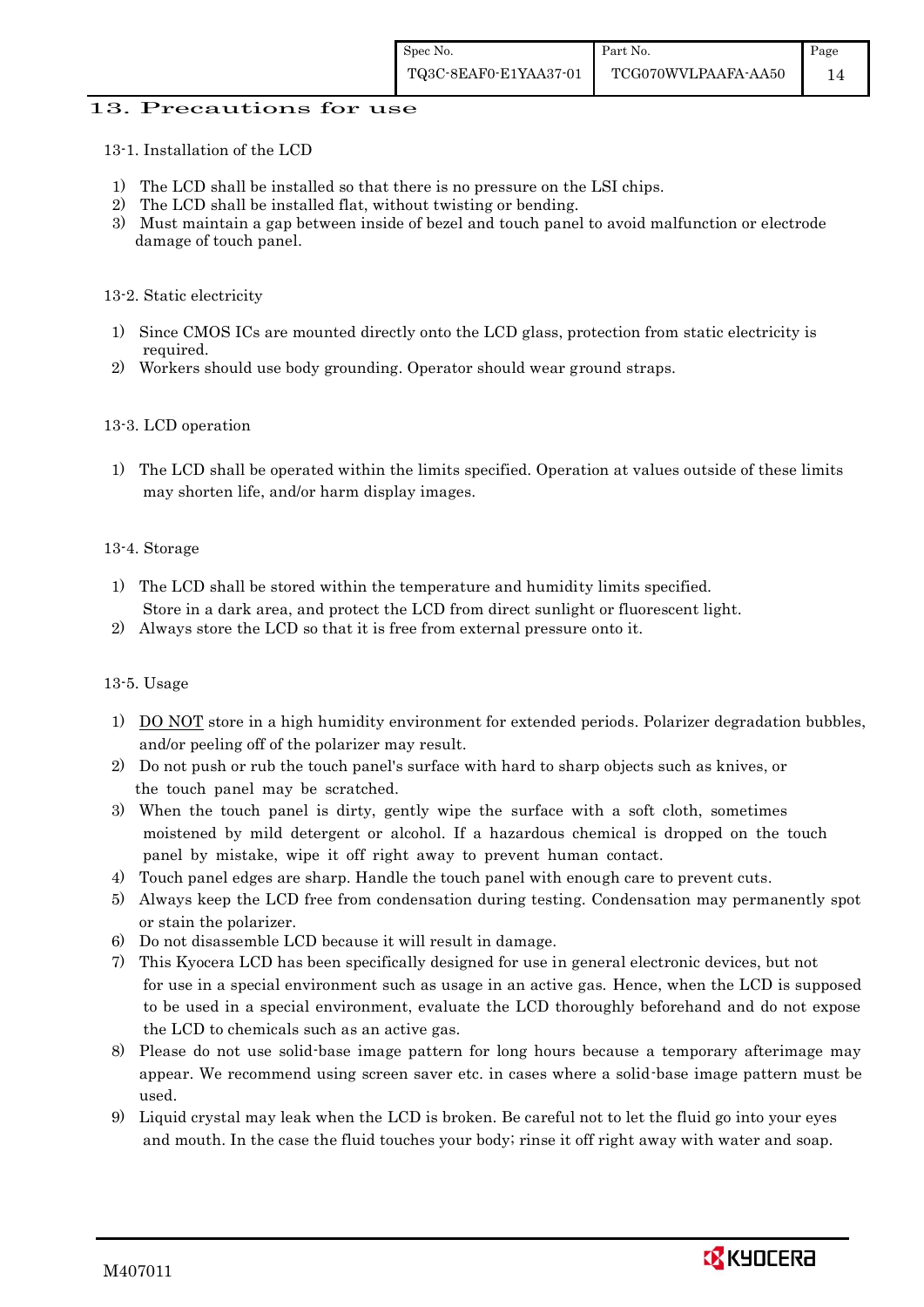## 13. Precautions for use

### 13-1. Installation of the LCD

1) The LCD shall be installed so that there is no pressure on the LSI chips.
2) The LCD shall be installed flat, without twisting or bending.
3) Must maintain a gap between inside of bezel and touch panel to avoid malfunction or electrode damage of touch panel.

### 13-2. Static electricity

1) Since CMOS ICs are mounted directly onto the LCD glass, protection from static electricity is required.
2) Workers should use body grounding. Operator should wear ground straps.

### 13-3. LCD operation

1) The LCD shall be operated within the limits specified. Operation at values outside of these limits may shorten life, and/or harm display images.

### 13-4. Storage

1) The LCD shall be stored within the temperature and humidity limits specified.
   Store in a dark area, and protect the LCD from direct sunlight or fluorescent light.
2) Always store the LCD so that it is free from external pressure onto it.

### 13-5. Usage

1) <u>DO NOT</u> store in a high humidity environment for extended periods. Polarizer degradation bubbles, and/or peeling off of the polarizer may result.
2) Do not push or rub the touch panel's surface with hard to sharp objects such as knives, or the touch panel may be scratched.
3) When the touch panel is dirty, gently wipe the surface with a soft cloth, sometimes moistened by mild detergent or alcohol. If a hazardous chemical is dropped on the touch panel by mistake, wipe it off right away to prevent human contact.
4) Touch panel edges are sharp. Handle the touch panel with enough care to prevent cuts.
5) Always keep the LCD free from condensation during testing. Condensation may permanently spot or stain the polarizer.
6) Do not disassemble LCD because it will result in damage.
7) This Kyocera LCD has been specifically designed for use in general electronic devices, but not for use in a special environment such as usage in an active gas. Hence, when the LCD is supposed to be used in a special environment, evaluate the LCD thoroughly beforehand and do not expose the LCD to chemicals such as an active gas.
8) Please do not use solid-base image pattern for long hours because a temporary afterimage may appear. We recommend using screen saver etc. in cases where a solid-base image pattern must be used.
9) Liquid crystal may leak when the LCD is broken. Be careful not to let the fluid go into your eyes and mouth. In the case the fluid touches your body; rinse it off right away with water and soap.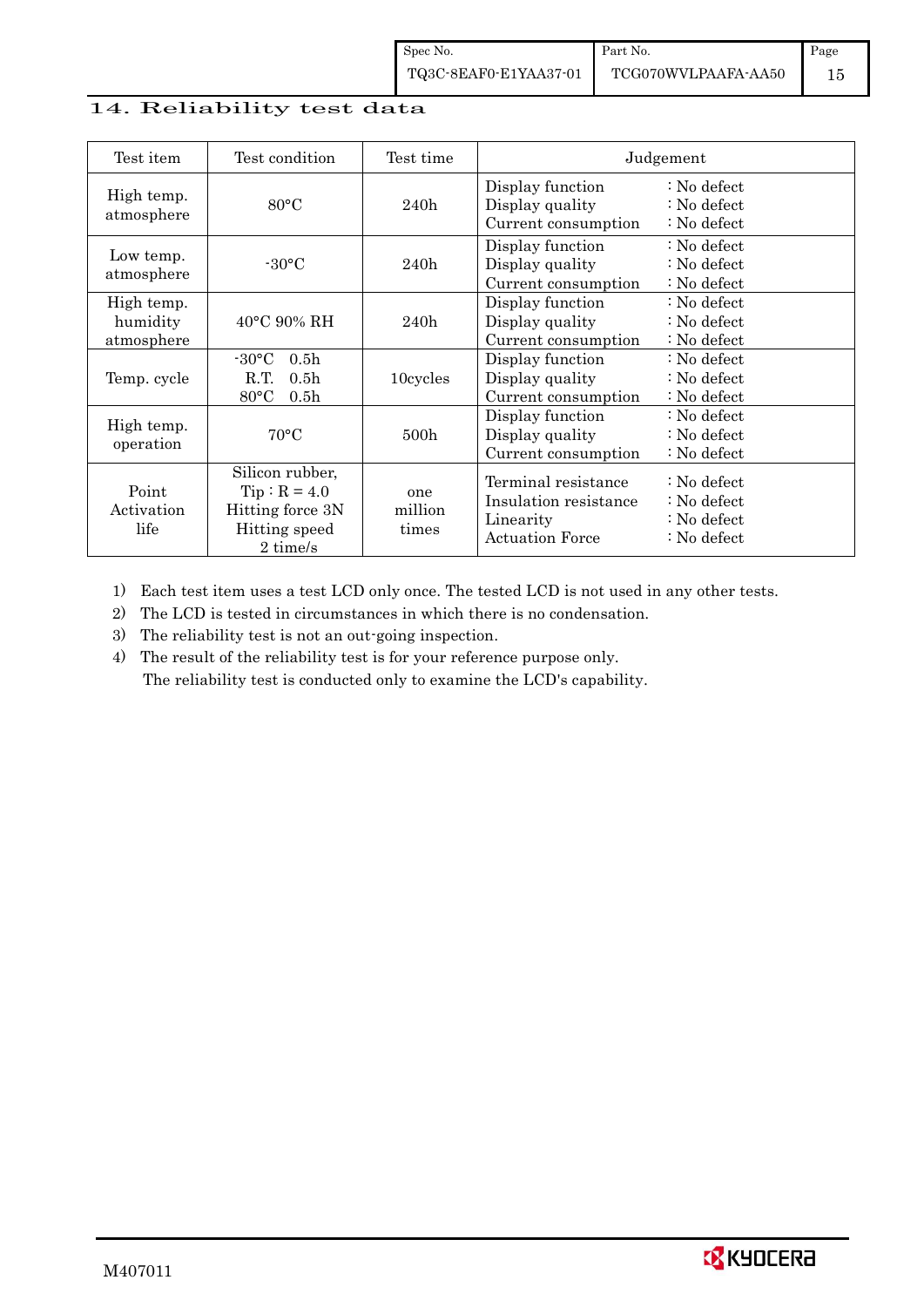## 14. Reliability test data

| Test item | Test condition | Test time | Judgement |
|---|---|---|---|
| High temp. atmosphere | 80°C | 240h | Display function : No defect<br>Display quality : No defect<br>Current consumption : No defect |
| Low temp. atmosphere | -30°C | 240h | Display function : No defect<br>Display quality : No defect<br>Current consumption : No defect |
| High temp. humidity atmosphere | 40°C 90% RH | 240h | Display function : No defect<br>Display quality : No defect<br>Current consumption : No defect |
| Temp. cycle | -30°C 0.5h<br>R.T. 0.5h<br>80°C 0.5h | 10cycles | Display function : No defect<br>Display quality : No defect<br>Current consumption : No defect |
| High temp. operation | 70°C | 500h | Display function : No defect<br>Display quality : No defect<br>Current consumption : No defect |
| Point Activation life | Silicon rubber,<br>Tip : R = 4.0<br>Hitting force 3N<br>Hitting speed<br>2 time/s | one million times | Terminal resistance : No defect<br>Insulation resistance : No defect<br>Linearity : No defect<br>Actuation Force : No defect |

1) Each test item uses a test LCD only once. The tested LCD is not used in any other tests.
2) The LCD is tested in circumstances in which there is no condensation.
3) The reliability test is not an out-going inspection.
4) The result of the reliability test is for your reference purpose only.
   The reliability test is conducted only to examine the LCD's capability.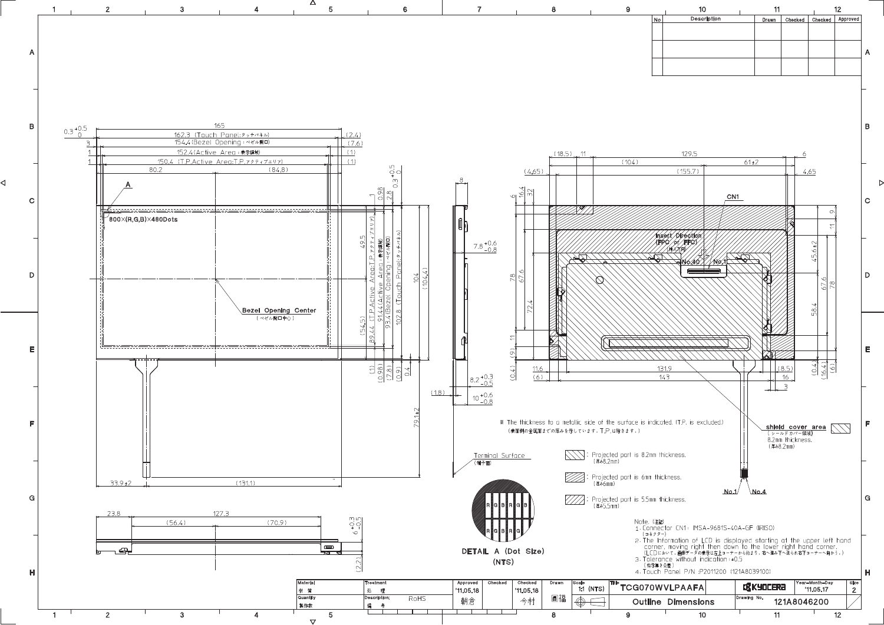# Outline Dimensions

※ The thickness to a metallic side of the surface is indicated. (T.P. is excluded.)
（表面側の金属面までの厚みを示しています。T.P.は除きます。）

| Legend | Description |
|---|---|
| shield cover area （シールドカバー領域） | 8.2mm thickness. （厚み8.2mm） |
| Hatched | Projected part is 8.2mm thickness. （厚み8.2mm） |
| Hatched | Projected part is 6mm thickness. （厚み6mm） |
| Hatched | Projected part is 5.5mm thickness. （厚み5.5mm） |

Note.（注記）

1. Connector CN1: IMSA-9681S-40A-GF (IRISO) （コネクター）
2. The information of LCD is displayed starting at the upper left hand corner, moving right then down to the lower right hand corner. （LCDにおいて、画面データの表示は左上コーナーから始まり、右へ進み下へ送られ右下コーナーへ向かう。）
3. Tolerance without indication: ±0.5 （指示無き公差）
4. Touch Panel P/N :P2011200 (121A8039100)

DETAIL A (Dot Size) (NTS)

800×(R,G,B)×480Dots

| Material 材質 | Treatment 処理 | Approved | Checked | Checked | Drawn | Scale | Title | | Year-Month-Day | Size |
|---|---|---|---|---|---|---|---|---|---|---|
| | | '11.05.18 | | '11.05.18 | | 1:1 (NTS) | TCG070WVLPAAFA | KYOCERA | '11.05.17 | 2 |
| Quantity 製作数 | Description; 備考: RoHS | 朝倉 | | 今村 | 岡福 | | Outline Dimensions | Drawing No. | 121A8046200 | |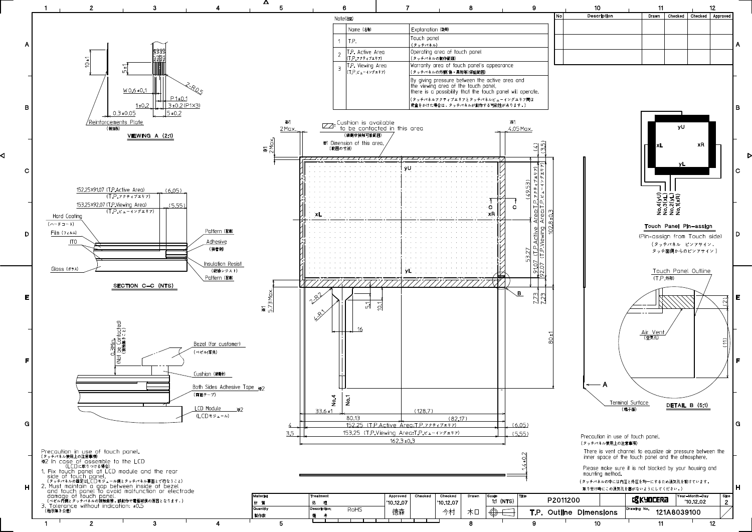## Note(注記)

| | Name (名称) | Explanation (説明) |
|---|---|---|
| 1 | T.P. | Touch panel (タッチパネル) |
| 2 | T.P. Active Area (T.P.アクティブエリア) | Operating area of touch panel (タッチパネルの動作範囲) |
| 3 | T.P. Viewing Area (T.P.ビューイングエリア) | Warranty area of touch panel's appearance (タッチパネルの外観(傷・異物等)保証範囲) |
| | | By giving pressure between the active area and the viewing area of the touch panel, there is a possibility that the touch panel will operate. (タッチパネルアクティブエリアとタッチパネルビューイングエリア間は荷重をかけた場合は、タッチパネルが動作する可能性があります。) |

| No | Description | Drawn | Checked | Checked | Approved |
|---|---|---|---|---|---|
| | | | | | |
| | | | | | |
| | | | | | |

### VIEWING A (2:1)

10±1, 5±1, 2-R0.5, W0.6±0.1, P1±0.1, 1±0.2, 3±0.2 (P1×3), 0.3±0.05, 5±0.2

Reinforcements Plate (補強板)

### SECTION C-C (NTS)

152.25×91.07 (T.P.Active Area) (T.P.アクティブエリア) (6.05)

153.25×92.07 (T.P.Viewing Area) (T.P.ビューイングエリア) (5.55)

Hard Coating (ハードコート), Film (フィルム), ITO, Glass (ガラス), Pattern (配線), Adhesive (接着剤), Insulation Resist (絶縁レジスト), Pattern (配線)

Bezel (for customer) (ベゼル:客先), 0.3Min. (Not be Contacted) (接触禁止のこと), Cushion (緩衝材), Both Sides Adhesive Tape ※2 (両面テープ), LCD Module ※2 (LCDモジュール)

Cushion is available to be contacted in this area (緩衝材接触可能範囲)

※1 Dimension of this area. (範囲の寸法)

※1 2Max., ※1 2Max., ※1 4.05Max., ※1 5.73Max.

yU, xL, xR, yL, C, C, B, A

(4), (3.5), (49.53), 53.27, 91.07 (T.P.Active Area:T.P.アクティブエリア), 92.07 (T.P.Viewing Area:T.P.ビューイングエリア), 102.8±0.3, 7.73, 7.23, 80±1, 1.4±0.2

2-R2, 4-R1, 5.1, 10.1, 16, No.4, No.1

33.6±1, (128.7), 80.13, (82.17), 4, 152.25 (T.P.Active Area:T.P.アクティブエリア), (6.05), 3.5, 153.25 (T.P.Viewing Area:T.P.ビューイングエリア), (5.55), 162.3±0.3

Terminal Surface (端子面)

### Touch Panel Pin-assign

(Pin-assign from Touch side) (タッチパネル ピンアサイン、タッチ面側からのピンアサイン)

No.4(yU), No.3(xL), No.2(yL), No.1(xR)

### DETAIL B (5:1)

Touch Panel Outline (T.P.外形), Air Vent (空気孔), (2), (11)

Precaution in use of touch panel. (タッチパネル使用上の注意事項)

There is vent channel to equalize air pressure between the inner space of the touch panel and the atmosphere.

Please make sure it is not blocked by your housing and mounting method.

(タッチパネルの中には内圧と外圧を均一にするため通気孔を設けています。取り付け時にこの通気孔を塞がないようにしてください。)

Precaution in use of touch panel. (タッチパネル使用上の注意事項)

※2 In case of assemble to the LCD (LCDに取りつける場合)

1. Fix touch panel at LCD module and the rear side of touch panel. (タッチパネルの固定はLCDモジュール側とタッチパネル裏面とで行なうこと)
2. Must maintain a gap between inside of bezel and touch panel to avoid malfunction or electrode damage of touch panel. (ベゼル内側とタッチパネルの接触厳禁。誤動作や電極破損の原因となります。)
3. Tolerance without indication: ±0.5 (指示無き公差)

| Material 材質 | Treatment 処理 | Approved | Checked | Checked | Drawn | Scale | Title | | Year-Month-Day | Size |
|---|---|---|---|---|---|---|---|---|---|---|
| | | '10.12.07 | | '10.12.07 | | 1:1 (NTS) | P2011200 | KYOCERA | '10.12.02 | 2 |
| Quantity 製作数 | Description; 備考 RoHS | 德森 | | 今村 | 木口 | | T.P. Outline Dimensions | Drawing No. | 121A8039100 | |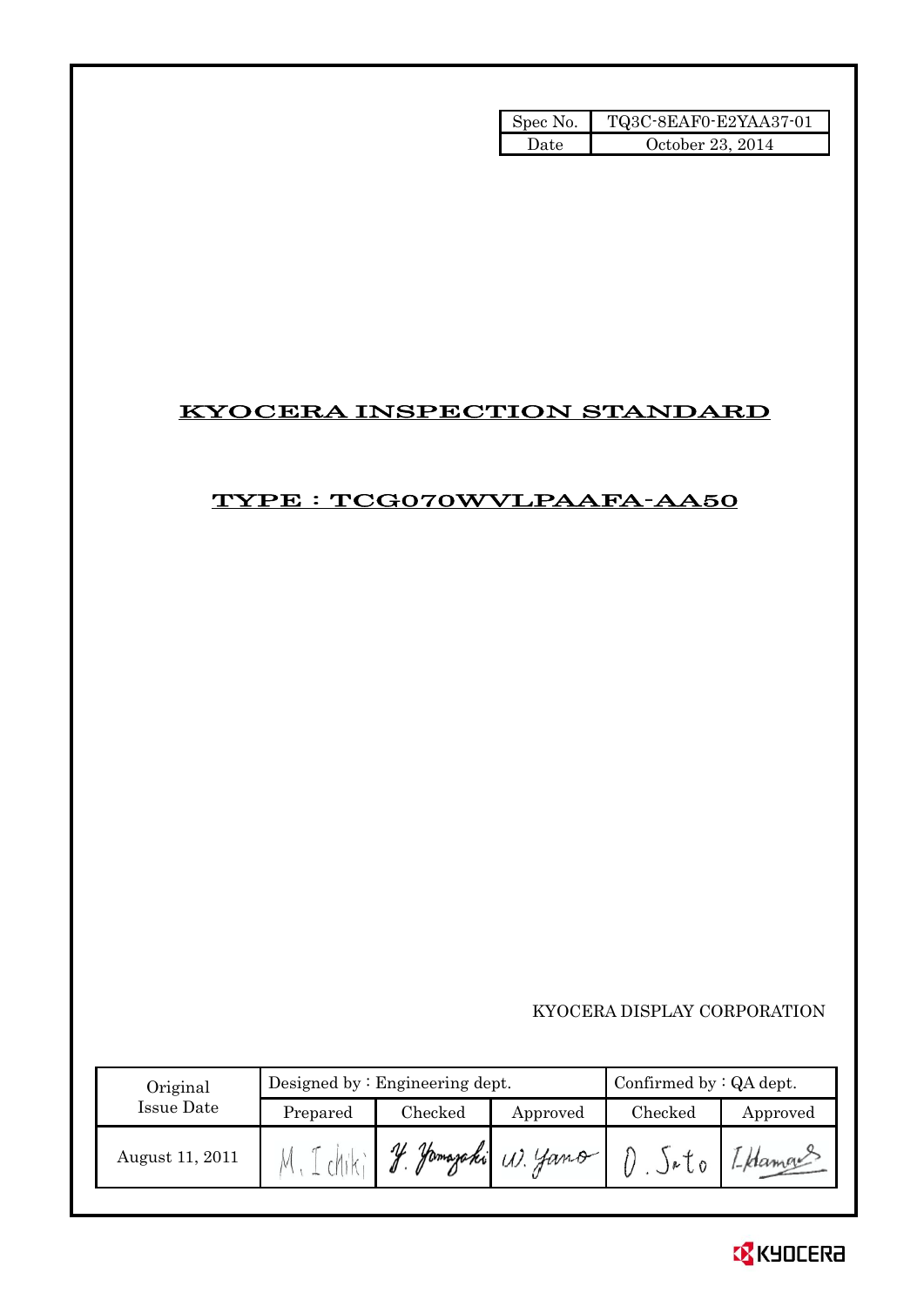| Spec No. | TQ3C-8EAF0-E2YAA37-01 |
|---|---|
| Date | October 23, 2014 |

# KYOCERA INSPECTION STANDARD

## TYPE : TCG070WVLPAAFA-AA50

KYOCERA DISPLAY CORPORATION

| Original Issue Date | Designed by : Engineering dept. | | | Confirmed by : QA dept. | |
|---|---|---|---|---|---|
| | Prepared | Checked | Approved | Checked | Approved |
| August 11, 2011 | M. Ichiki | Y. Yamazaki | W. Yano | O. Sato | I. Hamao |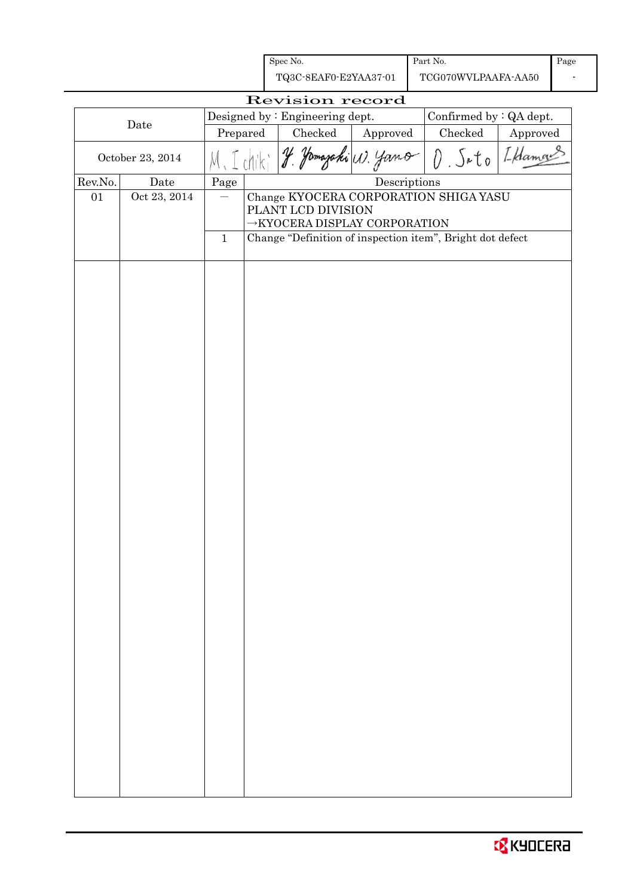| Spec No. | Part No. | Page |
|---|---|---|
| TQ3C-8EAF0-E2YAA37-01 | TCG070WVLPAAFA-AA50 | - |

# Revision record

| Date | Designed by : Engineering dept. | | | Confirmed by : QA dept. | |
|---|---|---|---|---|---|
| | Prepared | Checked | Approved | Checked | Approved |
| October 23, 2014 | M. Ichiki | Y. Yamazaki | W. Yano | O. Sato | I. Hamano |

| Rev.No. | Date | Page | Descriptions |
|---|---|---|---|
| 01 | Oct 23, 2014 | — | Change KYOCERA CORPORATION SHIGA YASU PLANT LCD DIVISION →KYOCERA DISPLAY CORPORATION |
| | | 1 | Change “Definition of inspection item”, Bright dot defect |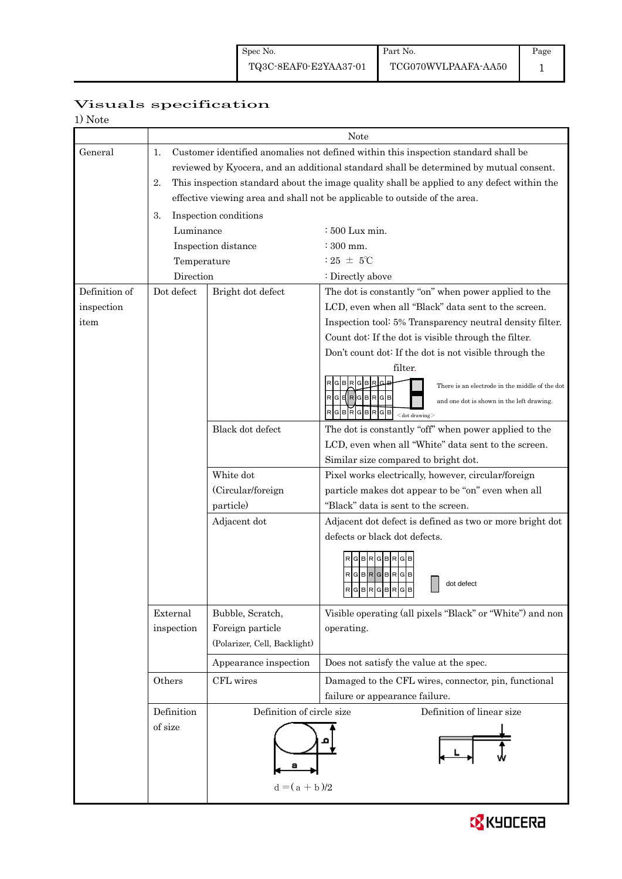| Spec No. | Part No. | Page |
|---|---|---|
| TQ3C-8EAF0-E2YAA37-01 | TCG070WVLPAAFA-AA50 | 1 |

# Visuals specification

1) Note

| | | | Note |
|---|---|---|---|
| General | 1. Customer identified anomalies not defined within this inspection standard shall be reviewed by Kyocera, and an additional standard shall be determined by mutual consent.<br>2. This inspection standard about the image quality shall be applied to any defect within the effective viewing area and shall not be applicable to outside of the area.<br>3. Inspection conditions<br>Luminance : 500 Lux min.<br>Inspection distance : 300 mm.<br>Temperature : 25 ± 5℃<br>Direction : Directly above | | |
| Definition of inspection item | Dot defect | Bright dot defect | The dot is constantly "on" when power applied to the LCD, even when all "Black" data sent to the screen.<br>Inspection tool: 5% Transparency neutral density filter.<br>Count dot: If the dot is visible through the filter.<br>Don't count dot: If the dot is not visible through the filter.<br>There is an electrode in the middle of the dot and one dot is shown in the left drawing. <dot drawing> |
| | | Black dot defect | The dot is constantly "off" when power applied to the LCD, even when all "White" data sent to the screen.<br>Similar size compared to bright dot. |
| | | White dot (Circular/foreign particle) | Pixel works electrically, however, circular/foreign particle makes dot appear to be "on" even when all "Black" data is sent to the screen. |
| | | Adjacent dot | Adjacent dot defect is defined as two or more bright dot defects or black dot defects.<br>dot defect |
| | External inspection | Bubble, Scratch, Foreign particle (Polarizer, Cell, Backlight) | Visible operating (all pixels "Black" or "White") and non operating. |
| | | Appearance inspection | Does not satisfy the value at the spec. |
| | Others | CFL wires | Damaged to the CFL wires, connector, pin, functional failure or appearance failure. |
| | Definition of size | Definition of circle size<br>$d = (a + b)/2$ | Definition of linear size<br>L, W |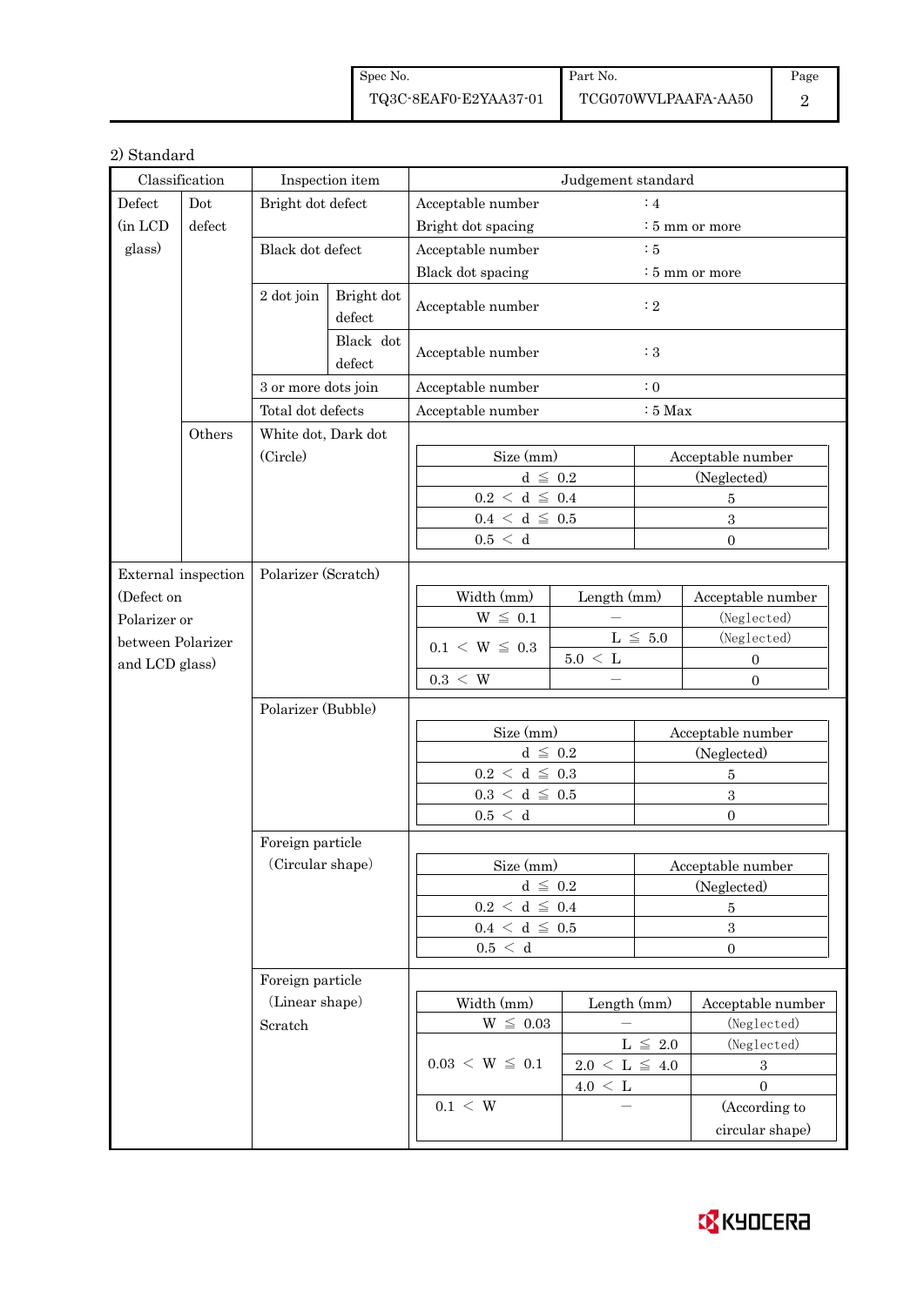2) Standard

| Classification | | Inspection item | | Judgement standard | |
|---|---|---|---|---|---|
| Defect (in LCD glass) | Dot defect | Bright dot defect | | Acceptable number<br>Bright dot spacing | : 4<br>: 5 mm or more |
| | | Black dot defect | | Acceptable number<br>Black dot spacing | : 5<br>: 5 mm or more |
| | | 2 dot join | Bright dot defect | Acceptable number | : 2 |
| | | | Black dot defect | Acceptable number | : 3 |
| | | 3 or more dots join | | Acceptable number | : 0 |
| | | Total dot defects | | Acceptable number | : 5 Max |
| | Others | White dot, Dark dot (Circle) | | See table below | |

**White dot, Dark dot (Circle)**

| Size (mm) | Acceptable number |
|---|---|
| d ≦ 0.2 | (Neglected) |
| 0.2 < d ≦ 0.4 | 5 |
| 0.4 < d ≦ 0.5 | 3 |
| 0.5 < d | 0 |

**External inspection (Defect on Polarizer or between Polarizer and LCD glass)**

**Polarizer (Scratch)**

| Width (mm) | Length (mm) | Acceptable number |
|---|---|---|
| W ≦ 0.1 | — | (Neglected) |
| 0.1 < W ≦ 0.3 | L ≦ 5.0 | (Neglected) |
| | 5.0 < L | 0 |
| 0.3 < W | — | 0 |

**Polarizer (Bubble)**

| Size (mm) | Acceptable number |
|---|---|
| d ≦ 0.2 | (Neglected) |
| 0.2 < d ≦ 0.3 | 5 |
| 0.3 < d ≦ 0.5 | 3 |
| 0.5 < d | 0 |

**Foreign particle (Circular shape)**

| Size (mm) | Acceptable number |
|---|---|
| d ≦ 0.2 | (Neglected) |
| 0.2 < d ≦ 0.4 | 5 |
| 0.4 < d ≦ 0.5 | 3 |
| 0.5 < d | 0 |

**Foreign particle (Linear shape) Scratch**

| Width (mm) | Length (mm) | Acceptable number |
|---|---|---|
| W ≦ 0.03 | — | (Neglected) |
| 0.03 < W ≦ 0.1 | L ≦ 2.0 | (Neglected) |
| | 2.0 < L ≦ 4.0 | 3 |
| | 4.0 < L | 0 |
| 0.1 < W | — | (According to circular shape) |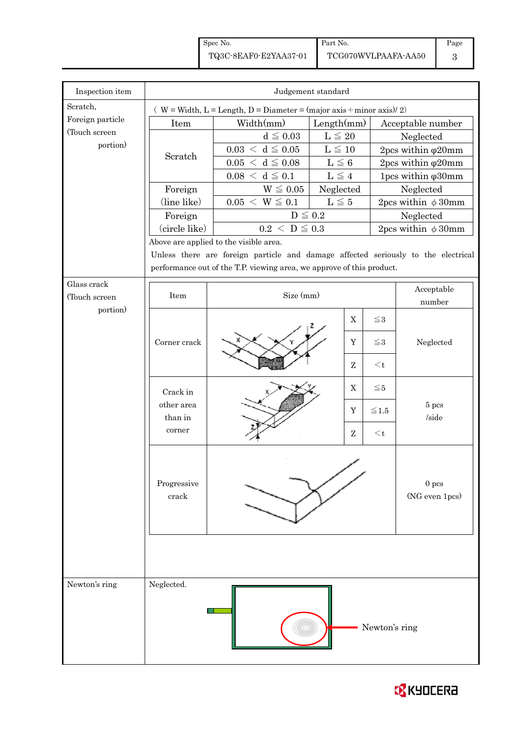| Inspection item | Judgement standard | | | |
|---|---|---|---|---|
| Scratch, Foreign particle (Touch screen portion) | ( W = Width, L = Length, D = Diameter = (major axis + minor axis)/ 2) | | | |
| | Item | Width(mm) | Length(mm) | Acceptable number |
| | Scratch | d ≦ 0.03 | L ≦ 20 | Neglected |
| | | 0.03 < d ≦ 0.05 | L ≦ 10 | 2pcs within φ20mm |
| | | 0.05 < d ≦ 0.08 | L ≦ 6 | 2pcs within φ20mm |
| | | 0.08 < d ≦ 0.1 | L ≦ 4 | 1pcs within φ30mm |
| | Foreign (line like) | W ≦ 0.05 | Neglected | Neglected |
| | | 0.05 < W ≦ 0.1 | L ≦ 5 | 2pcs within φ30mm |
| | Foreign (circle like) | D ≦ 0.2 | | Neglected |
| | | 0.2 < D ≦ 0.3 | | 2pcs within φ30mm |

Above are applied to the visible area.

Unless there are foreign particle and damage affected seriously to the electrical performance out of the T.P. viewing area, we approve of this product.

**Glass crack (Touch screen portion)**

| Item | Size (mm) | | Acceptable number |
|---|---|---|---|
| Corner crack | X | ≦3 | Neglected |
| | Y | ≦3 | |
| | Z | <t | |
| Crack in other area than in corner | X | ≦5 | 5 pcs /side |
| | Y | ≦1.5 | |
| | Z | <t | |
| Progressive crack | | | 0 pcs (NG even 1pcs) |

**Newton's ring**

Neglected.

Newton's ring